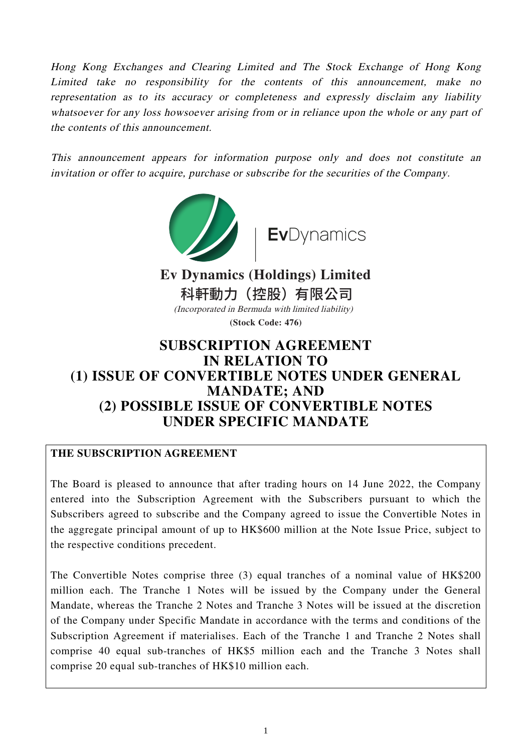*Hong Kong Exchanges and Clearing Limited and The Stock Exchange of Hong Kong Limited take no responsibility for the contents of this announcement, make no representation as to its accuracy or completeness and expressly disclaim any liability whatsoever for any loss howsoever arising from or in reliance upon the whole or any part of the contents of this announcement.*

*This announcement appears for information purpose only and does not constitute an invitation or offer to acquire, purchase or subscribe for the securities of the Company.*

**EvDynamics**

**Ev Dynamics (Holdings) Limited**

**科軒動力（控股）有限公司**

*(Incorporated in Bermuda with limited liability)*

**(Stock Code: 476)**

# SUBSCRIPTION AGREEMENT IN RELATION TO (1) ISSUE OF CONVERTIBLE NOTES UNDER GENERAL MANDATE; AND (2) POSSIBLE ISSUE OF CONVERTIBLE NOTES UNDER SPECIFIC MANDATE

**THE SUBSCRIPTION AGREEMENT**

The Board is pleased to announce that after trading hours on 14 June 2022, the Company entered into the Subscription Agreement with the Subscribers pursuant to which the Subscribers agreed to subscribe and the Company agreed to issue the Convertible Notes in the aggregate principal amount of up to HK$600 million at the Note Issue Price, subject to the respective conditions precedent.

The Convertible Notes comprise three (3) equal tranches of a nominal value of HK$200 million each. The Tranche 1 Notes will be issued by the Company under the General Mandate, whereas the Tranche 2 Notes and Tranche 3 Notes will be issued at the discretion of the Company under Specific Mandate in accordance with the terms and conditions of the Subscription Agreement if materialises. Each of the Tranche 1 and Tranche 2 Notes shall comprise 40 equal sub-tranches of HK$5 million each and the Tranche 3 Notes shall comprise 20 equal sub-tranches of HK$10 million each.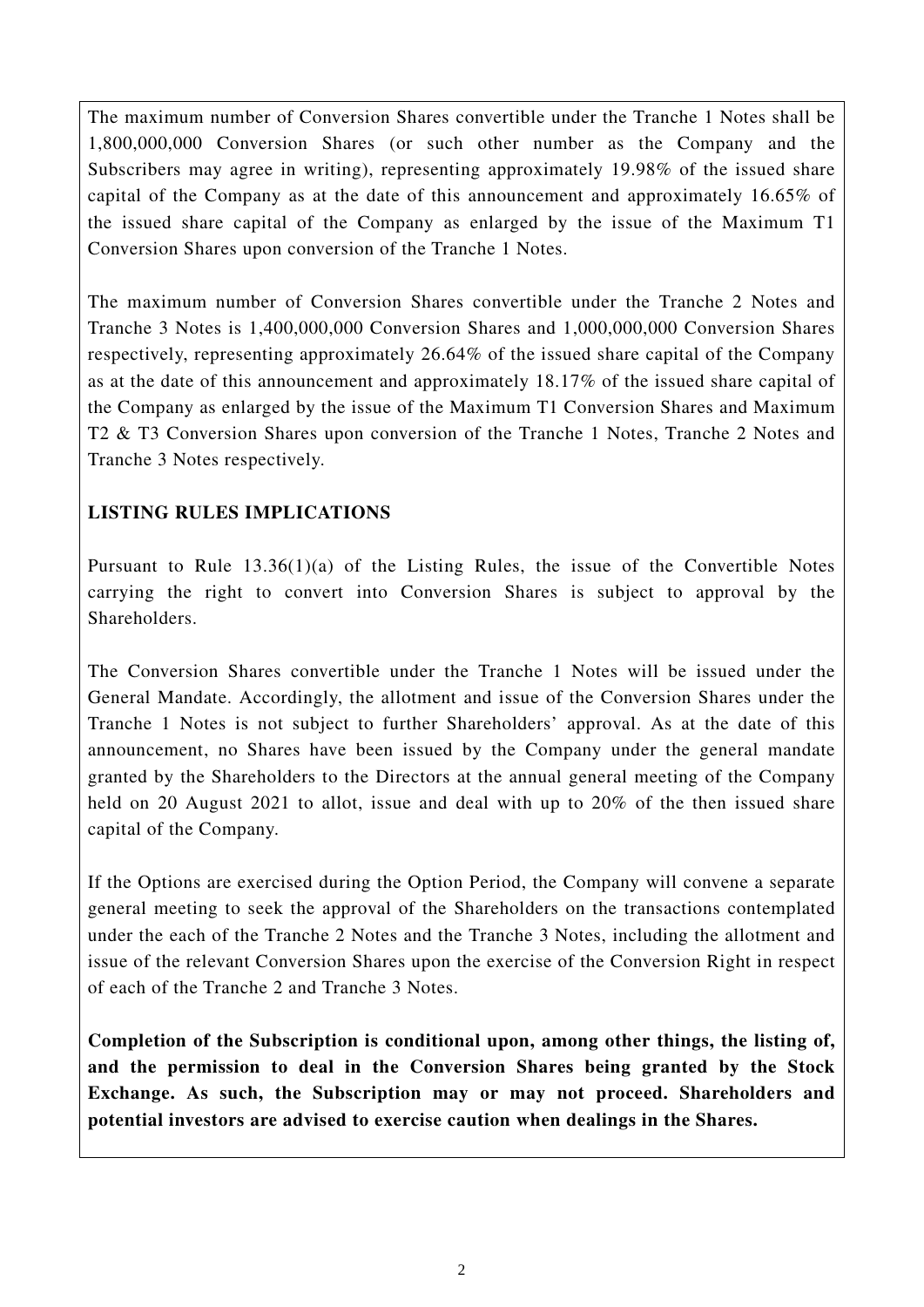The maximum number of Conversion Shares convertible under the Tranche 1 Notes shall be 1,800,000,000 Conversion Shares (or such other number as the Company and the Subscribers may agree in writing), representing approximately 19.98% of the issued share capital of the Company as at the date of this announcement and approximately 16.65% of the issued share capital of the Company as enlarged by the issue of the Maximum T1 Conversion Shares upon conversion of the Tranche 1 Notes.

The maximum number of Conversion Shares convertible under the Tranche 2 Notes and Tranche 3 Notes is 1,400,000,000 Conversion Shares and 1,000,000,000 Conversion Shares respectively, representing approximately 26.64% of the issued share capital of the Company as at the date of this announcement and approximately 18.17% of the issued share capital of the Company as enlarged by the issue of the Maximum T1 Conversion Shares and Maximum T2 & T3 Conversion Shares upon conversion of the Tranche 1 Notes, Tranche 2 Notes and Tranche 3 Notes respectively.

## LISTING RULES IMPLICATIONS

Pursuant to Rule 13.36(1)(a) of the Listing Rules, the issue of the Convertible Notes carrying the right to convert into Conversion Shares is subject to approval by the Shareholders.

The Conversion Shares convertible under the Tranche 1 Notes will be issued under the General Mandate. Accordingly, the allotment and issue of the Conversion Shares under the Tranche 1 Notes is not subject to further Shareholders' approval. As at the date of this announcement, no Shares have been issued by the Company under the general mandate granted by the Shareholders to the Directors at the annual general meeting of the Company held on 20 August 2021 to allot, issue and deal with up to 20% of the then issued share capital of the Company.

If the Options are exercised during the Option Period, the Company will convene a separate general meeting to seek the approval of the Shareholders on the transactions contemplated under the each of the Tranche 2 Notes and the Tranche 3 Notes, including the allotment and issue of the relevant Conversion Shares upon the exercise of the Conversion Right in respect of each of the Tranche 2 and Tranche 3 Notes.

**Completion of the Subscription is conditional upon, among other things, the listing of, and the permission to deal in the Conversion Shares being granted by the Stock Exchange. As such, the Subscription may or may not proceed. Shareholders and potential investors are advised to exercise caution when dealings in the Shares.**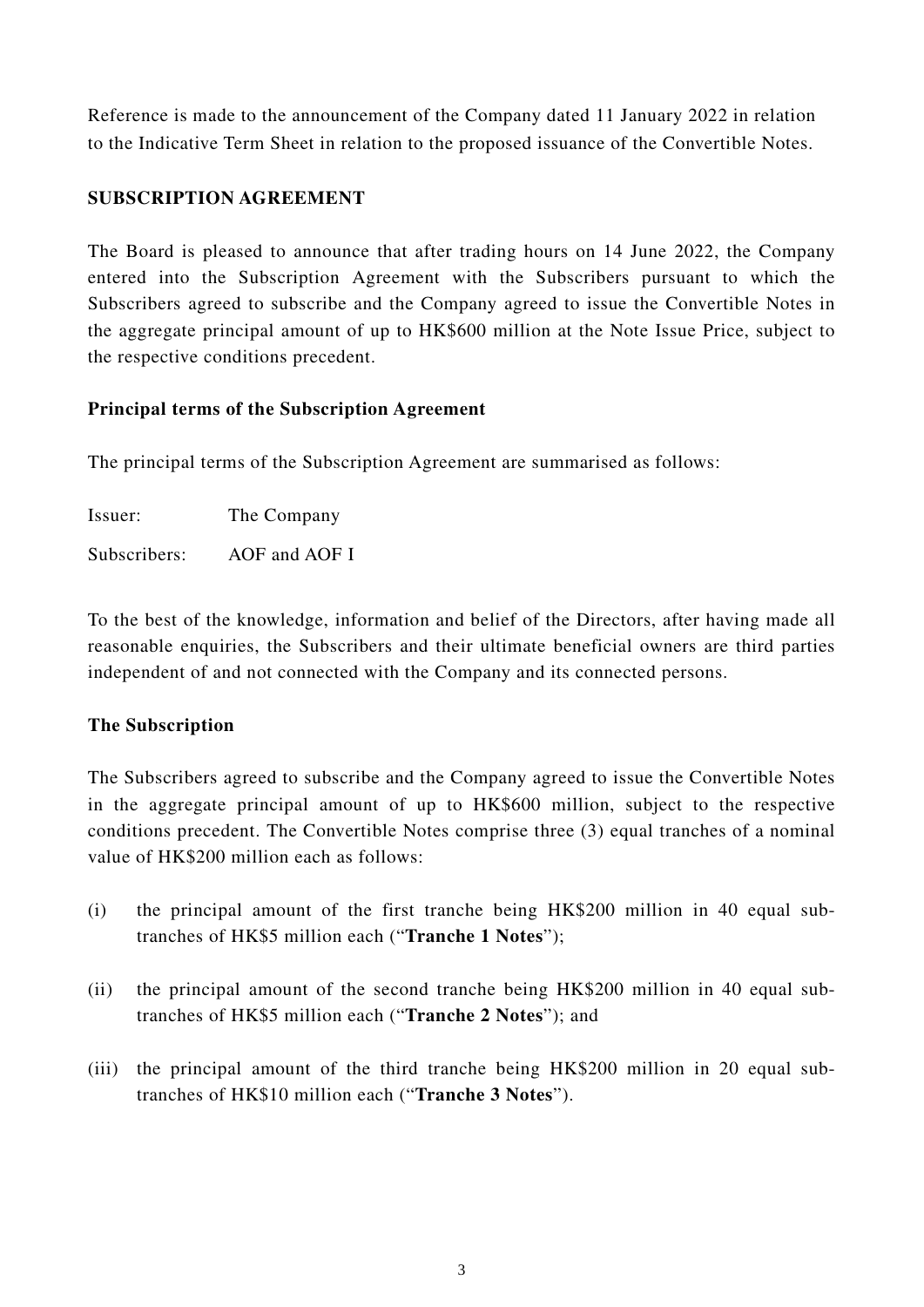Reference is made to the announcement of the Company dated 11 January 2022 in relation to the Indicative Term Sheet in relation to the proposed issuance of the Convertible Notes.

## SUBSCRIPTION AGREEMENT

The Board is pleased to announce that after trading hours on 14 June 2022, the Company entered into the Subscription Agreement with the Subscribers pursuant to which the Subscribers agreed to subscribe and the Company agreed to issue the Convertible Notes in the aggregate principal amount of up to HK$600 million at the Note Issue Price, subject to the respective conditions precedent.

### Principal terms of the Subscription Agreement

The principal terms of the Subscription Agreement are summarised as follows:

Issuer: The Company

Subscribers: AOF and AOF I

To the best of the knowledge, information and belief of the Directors, after having made all reasonable enquiries, the Subscribers and their ultimate beneficial owners are third parties independent of and not connected with the Company and its connected persons.

### The Subscription

The Subscribers agreed to subscribe and the Company agreed to issue the Convertible Notes in the aggregate principal amount of up to HK$600 million, subject to the respective conditions precedent. The Convertible Notes comprise three (3) equal tranches of a nominal value of HK$200 million each as follows:

(i) the principal amount of the first tranche being HK$200 million in 40 equal sub-tranches of HK$5 million each ("**Tranche 1 Notes**");

(ii) the principal amount of the second tranche being HK$200 million in 40 equal sub-tranches of HK$5 million each ("**Tranche 2 Notes**"); and

(iii) the principal amount of the third tranche being HK$200 million in 20 equal sub-tranches of HK$10 million each ("**Tranche 3 Notes**").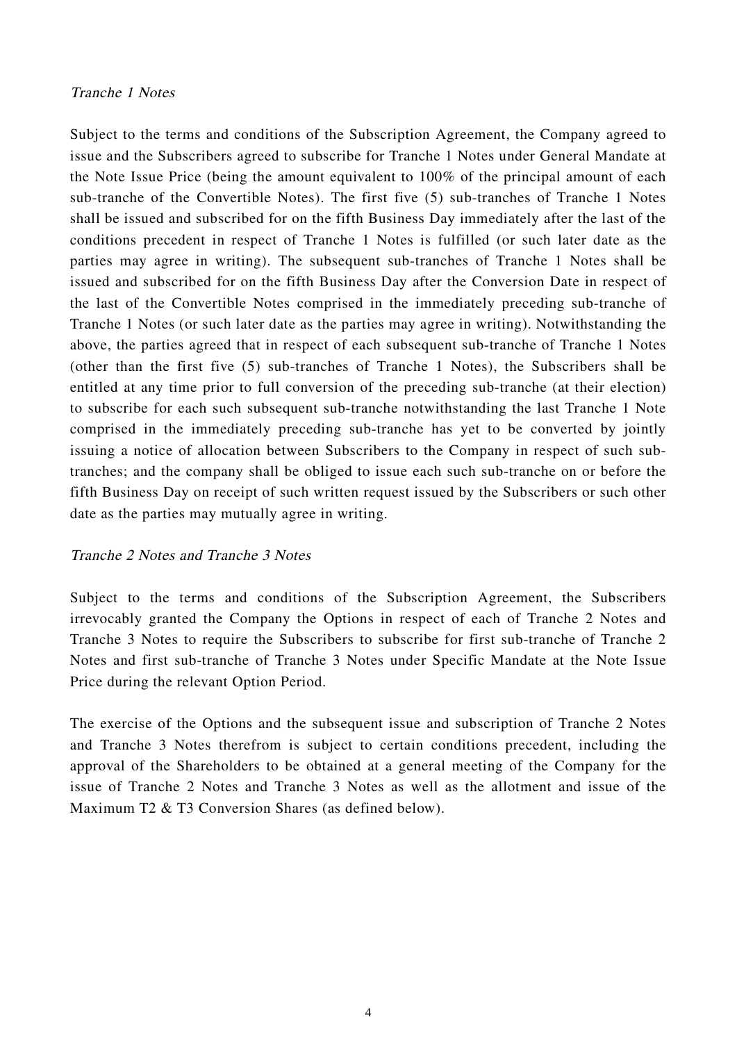*Tranche 1 Notes*

Subject to the terms and conditions of the Subscription Agreement, the Company agreed to issue and the Subscribers agreed to subscribe for Tranche 1 Notes under General Mandate at the Note Issue Price (being the amount equivalent to 100% of the principal amount of each sub-tranche of the Convertible Notes). The first five (5) sub-tranches of Tranche 1 Notes shall be issued and subscribed for on the fifth Business Day immediately after the last of the conditions precedent in respect of Tranche 1 Notes is fulfilled (or such later date as the parties may agree in writing). The subsequent sub-tranches of Tranche 1 Notes shall be issued and subscribed for on the fifth Business Day after the Conversion Date in respect of the last of the Convertible Notes comprised in the immediately preceding sub-tranche of Tranche 1 Notes (or such later date as the parties may agree in writing). Notwithstanding the above, the parties agreed that in respect of each subsequent sub-tranche of Tranche 1 Notes (other than the first five (5) sub-tranches of Tranche 1 Notes), the Subscribers shall be entitled at any time prior to full conversion of the preceding sub-tranche (at their election) to subscribe for each such subsequent sub-tranche notwithstanding the last Tranche 1 Note comprised in the immediately preceding sub-tranche has yet to be converted by jointly issuing a notice of allocation between Subscribers to the Company in respect of such sub-tranches; and the company shall be obliged to issue each such sub-tranche on or before the fifth Business Day on receipt of such written request issued by the Subscribers or such other date as the parties may mutually agree in writing.

*Tranche 2 Notes and Tranche 3 Notes*

Subject to the terms and conditions of the Subscription Agreement, the Subscribers irrevocably granted the Company the Options in respect of each of Tranche 2 Notes and Tranche 3 Notes to require the Subscribers to subscribe for first sub-tranche of Tranche 2 Notes and first sub-tranche of Tranche 3 Notes under Specific Mandate at the Note Issue Price during the relevant Option Period.

The exercise of the Options and the subsequent issue and subscription of Tranche 2 Notes and Tranche 3 Notes therefrom is subject to certain conditions precedent, including the approval of the Shareholders to be obtained at a general meeting of the Company for the issue of Tranche 2 Notes and Tranche 3 Notes as well as the allotment and issue of the Maximum T2 & T3 Conversion Shares (as defined below).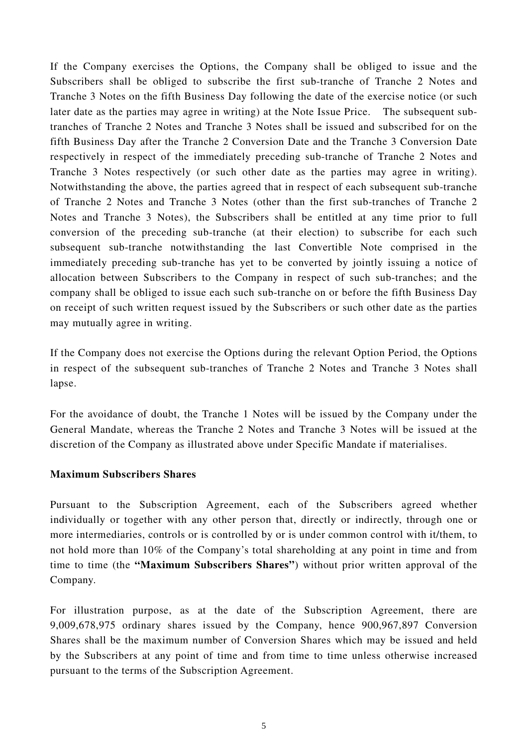If the Company exercises the Options, the Company shall be obliged to issue and the Subscribers shall be obliged to subscribe the first sub-tranche of Tranche 2 Notes and Tranche 3 Notes on the fifth Business Day following the date of the exercise notice (or such later date as the parties may agree in writing) at the Note Issue Price. The subsequent sub-tranches of Tranche 2 Notes and Tranche 3 Notes shall be issued and subscribed for on the fifth Business Day after the Tranche 2 Conversion Date and the Tranche 3 Conversion Date respectively in respect of the immediately preceding sub-tranche of Tranche 2 Notes and Tranche 3 Notes respectively (or such other date as the parties may agree in writing). Notwithstanding the above, the parties agreed that in respect of each subsequent sub-tranche of Tranche 2 Notes and Tranche 3 Notes (other than the first sub-tranches of Tranche 2 Notes and Tranche 3 Notes), the Subscribers shall be entitled at any time prior to full conversion of the preceding sub-tranche (at their election) to subscribe for each such subsequent sub-tranche notwithstanding the last Convertible Note comprised in the immediately preceding sub-tranche has yet to be converted by jointly issuing a notice of allocation between Subscribers to the Company in respect of such sub-tranches; and the company shall be obliged to issue each such sub-tranche on or before the fifth Business Day on receipt of such written request issued by the Subscribers or such other date as the parties may mutually agree in writing.

If the Company does not exercise the Options during the relevant Option Period, the Options in respect of the subsequent sub-tranches of Tranche 2 Notes and Tranche 3 Notes shall lapse.

For the avoidance of doubt, the Tranche 1 Notes will be issued by the Company under the General Mandate, whereas the Tranche 2 Notes and Tranche 3 Notes will be issued at the discretion of the Company as illustrated above under Specific Mandate if materialises.

**Maximum Subscribers Shares**

Pursuant to the Subscription Agreement, each of the Subscribers agreed whether individually or together with any other person that, directly or indirectly, through one or more intermediaries, controls or is controlled by or is under common control with it/them, to not hold more than 10% of the Company's total shareholding at any point in time and from time to time (the **"Maximum Subscribers Shares"**) without prior written approval of the Company.

For illustration purpose, as at the date of the Subscription Agreement, there are 9,009,678,975 ordinary shares issued by the Company, hence 900,967,897 Conversion Shares shall be the maximum number of Conversion Shares which may be issued and held by the Subscribers at any point of time and from time to time unless otherwise increased pursuant to the terms of the Subscription Agreement.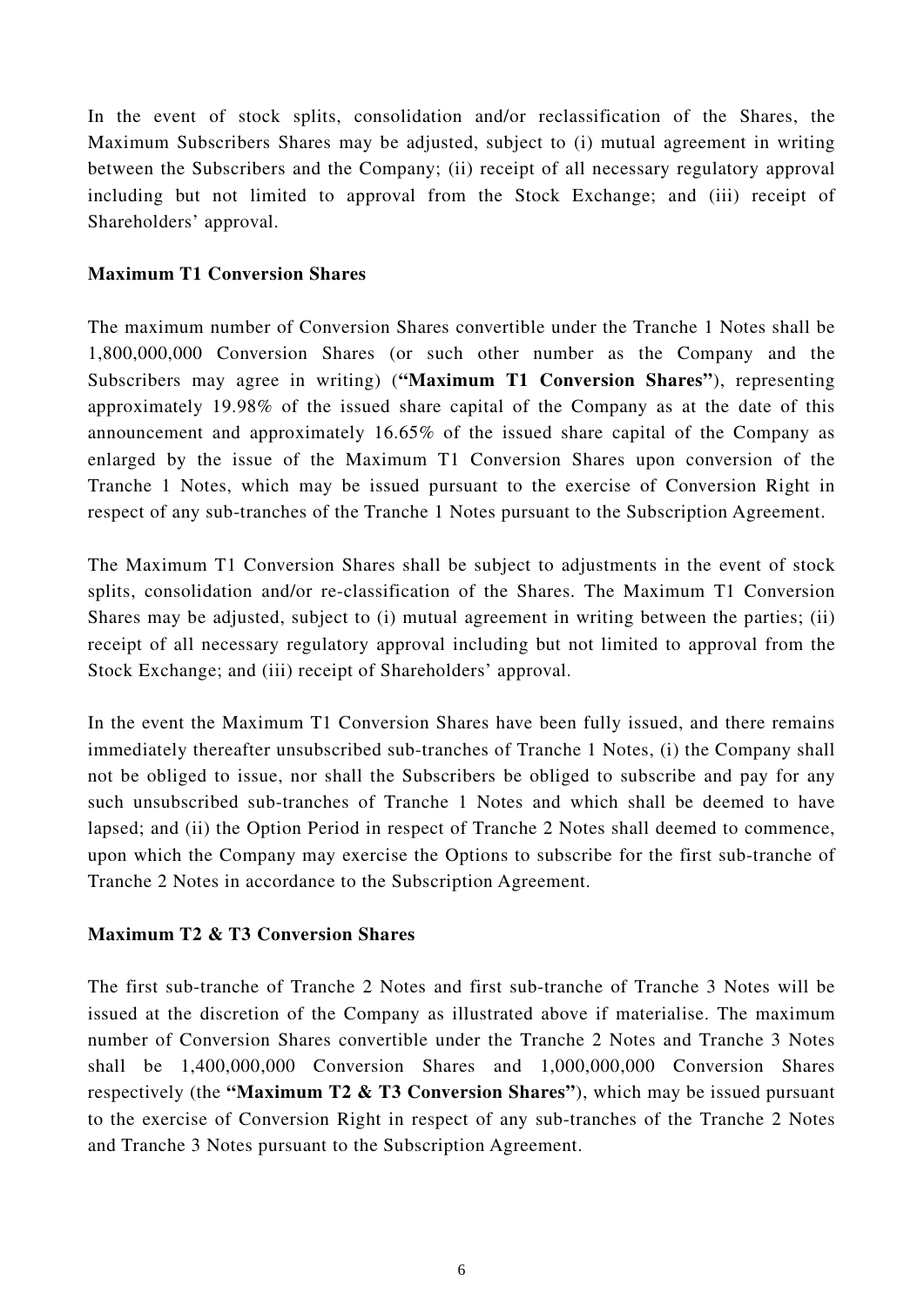In the event of stock splits, consolidation and/or reclassification of the Shares, the Maximum Subscribers Shares may be adjusted, subject to (i) mutual agreement in writing between the Subscribers and the Company; (ii) receipt of all necessary regulatory approval including but not limited to approval from the Stock Exchange; and (iii) receipt of Shareholders' approval.

**Maximum T1 Conversion Shares**

The maximum number of Conversion Shares convertible under the Tranche 1 Notes shall be 1,800,000,000 Conversion Shares (or such other number as the Company and the Subscribers may agree in writing) (**"Maximum T1 Conversion Shares"**), representing approximately 19.98% of the issued share capital of the Company as at the date of this announcement and approximately 16.65% of the issued share capital of the Company as enlarged by the issue of the Maximum T1 Conversion Shares upon conversion of the Tranche 1 Notes, which may be issued pursuant to the exercise of Conversion Right in respect of any sub-tranches of the Tranche 1 Notes pursuant to the Subscription Agreement.

The Maximum T1 Conversion Shares shall be subject to adjustments in the event of stock splits, consolidation and/or re-classification of the Shares. The Maximum T1 Conversion Shares may be adjusted, subject to (i) mutual agreement in writing between the parties; (ii) receipt of all necessary regulatory approval including but not limited to approval from the Stock Exchange; and (iii) receipt of Shareholders' approval.

In the event the Maximum T1 Conversion Shares have been fully issued, and there remains immediately thereafter unsubscribed sub-tranches of Tranche 1 Notes, (i) the Company shall not be obliged to issue, nor shall the Subscribers be obliged to subscribe and pay for any such unsubscribed sub-tranches of Tranche 1 Notes and which shall be deemed to have lapsed; and (ii) the Option Period in respect of Tranche 2 Notes shall deemed to commence, upon which the Company may exercise the Options to subscribe for the first sub-tranche of Tranche 2 Notes in accordance to the Subscription Agreement.

**Maximum T2 & T3 Conversion Shares**

The first sub-tranche of Tranche 2 Notes and first sub-tranche of Tranche 3 Notes will be issued at the discretion of the Company as illustrated above if materialise. The maximum number of Conversion Shares convertible under the Tranche 2 Notes and Tranche 3 Notes shall be 1,400,000,000 Conversion Shares and 1,000,000,000 Conversion Shares respectively (the **"Maximum T2 & T3 Conversion Shares"**), which may be issued pursuant to the exercise of Conversion Right in respect of any sub-tranches of the Tranche 2 Notes and Tranche 3 Notes pursuant to the Subscription Agreement.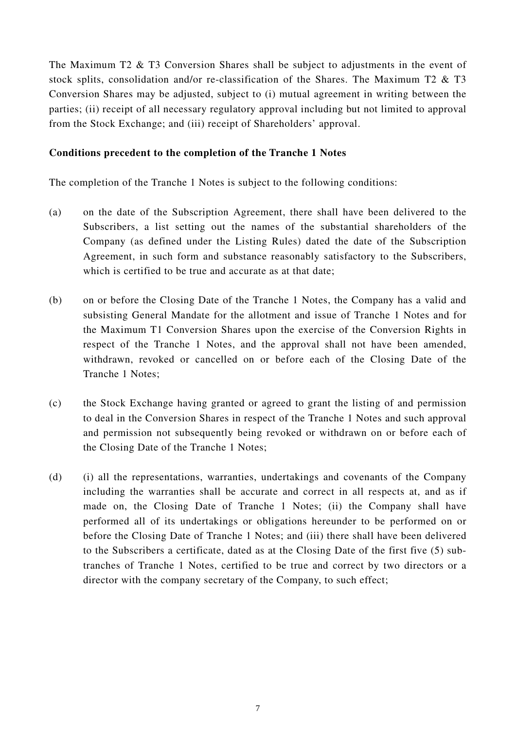The Maximum T2 & T3 Conversion Shares shall be subject to adjustments in the event of stock splits, consolidation and/or re-classification of the Shares. The Maximum T2 & T3 Conversion Shares may be adjusted, subject to (i) mutual agreement in writing between the parties; (ii) receipt of all necessary regulatory approval including but not limited to approval from the Stock Exchange; and (iii) receipt of Shareholders' approval.

**Conditions precedent to the completion of the Tranche 1 Notes**

The completion of the Tranche 1 Notes is subject to the following conditions:

(a) on the date of the Subscription Agreement, there shall have been delivered to the Subscribers, a list setting out the names of the substantial shareholders of the Company (as defined under the Listing Rules) dated the date of the Subscription Agreement, in such form and substance reasonably satisfactory to the Subscribers, which is certified to be true and accurate as at that date;

(b) on or before the Closing Date of the Tranche 1 Notes, the Company has a valid and subsisting General Mandate for the allotment and issue of Tranche 1 Notes and for the Maximum T1 Conversion Shares upon the exercise of the Conversion Rights in respect of the Tranche 1 Notes, and the approval shall not have been amended, withdrawn, revoked or cancelled on or before each of the Closing Date of the Tranche 1 Notes;

(c) the Stock Exchange having granted or agreed to grant the listing of and permission to deal in the Conversion Shares in respect of the Tranche 1 Notes and such approval and permission not subsequently being revoked or withdrawn on or before each of the Closing Date of the Tranche 1 Notes;

(d) (i) all the representations, warranties, undertakings and covenants of the Company including the warranties shall be accurate and correct in all respects at, and as if made on, the Closing Date of Tranche 1 Notes; (ii) the Company shall have performed all of its undertakings or obligations hereunder to be performed on or before the Closing Date of Tranche 1 Notes; and (iii) there shall have been delivered to the Subscribers a certificate, dated as at the Closing Date of the first five (5) sub-tranches of Tranche 1 Notes, certified to be true and correct by two directors or a director with the company secretary of the Company, to such effect;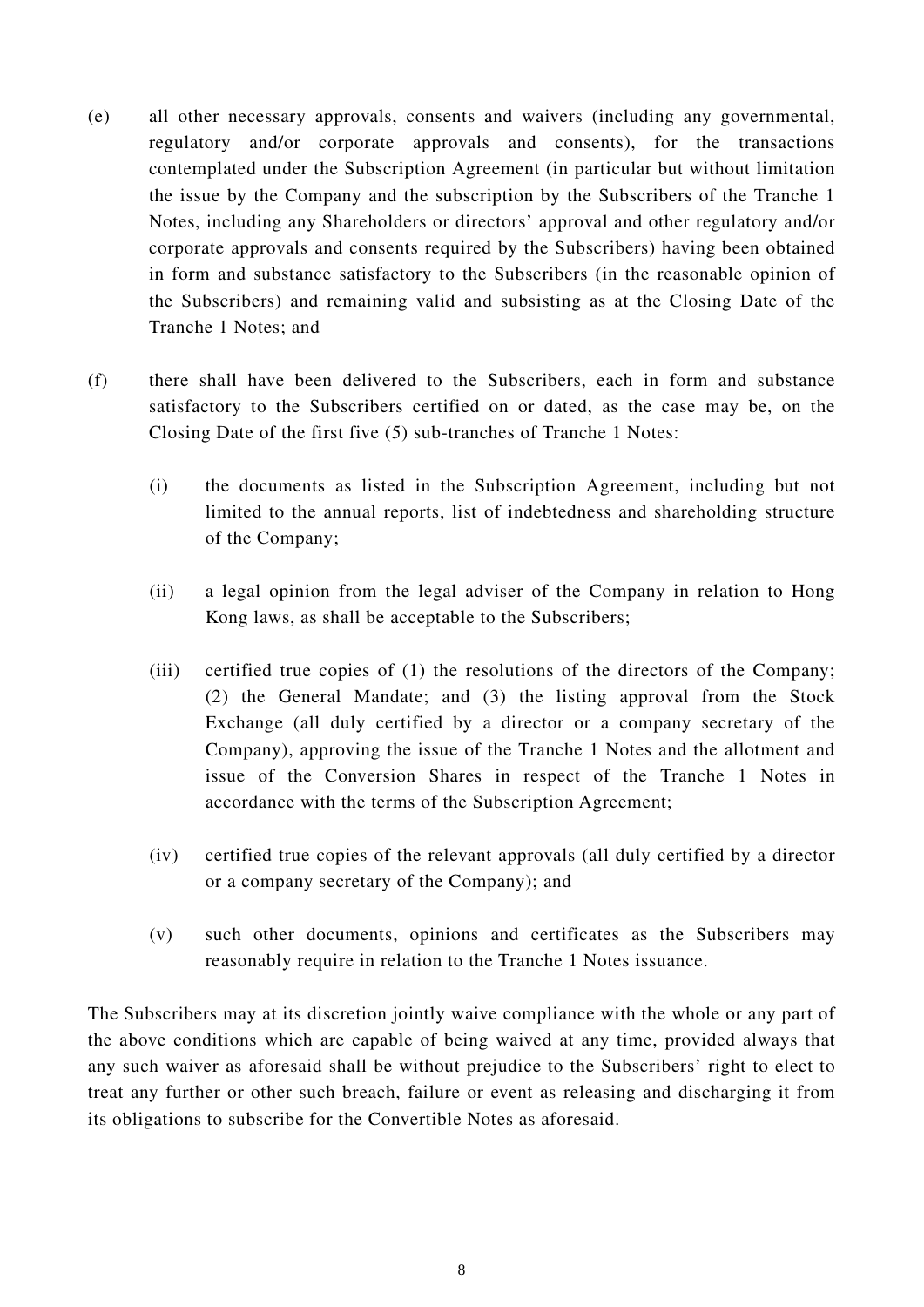(e) all other necessary approvals, consents and waivers (including any governmental, regulatory and/or corporate approvals and consents), for the transactions contemplated under the Subscription Agreement (in particular but without limitation the issue by the Company and the subscription by the Subscribers of the Tranche 1 Notes, including any Shareholders or directors' approval and other regulatory and/or corporate approvals and consents required by the Subscribers) having been obtained in form and substance satisfactory to the Subscribers (in the reasonable opinion of the Subscribers) and remaining valid and subsisting as at the Closing Date of the Tranche 1 Notes; and

(f) there shall have been delivered to the Subscribers, each in form and substance satisfactory to the Subscribers certified on or dated, as the case may be, on the Closing Date of the first five (5) sub-tranches of Tranche 1 Notes:

 (i) the documents as listed in the Subscription Agreement, including but not limited to the annual reports, list of indebtedness and shareholding structure of the Company;

 (ii) a legal opinion from the legal adviser of the Company in relation to Hong Kong laws, as shall be acceptable to the Subscribers;

 (iii) certified true copies of (1) the resolutions of the directors of the Company; (2) the General Mandate; and (3) the listing approval from the Stock Exchange (all duly certified by a director or a company secretary of the Company), approving the issue of the Tranche 1 Notes and the allotment and issue of the Conversion Shares in respect of the Tranche 1 Notes in accordance with the terms of the Subscription Agreement;

 (iv) certified true copies of the relevant approvals (all duly certified by a director or a company secretary of the Company); and

 (v) such other documents, opinions and certificates as the Subscribers may reasonably require in relation to the Tranche 1 Notes issuance.

The Subscribers may at its discretion jointly waive compliance with the whole or any part of the above conditions which are capable of being waived at any time, provided always that any such waiver as aforesaid shall be without prejudice to the Subscribers' right to elect to treat any further or other such breach, failure or event as releasing and discharging it from its obligations to subscribe for the Convertible Notes as aforesaid.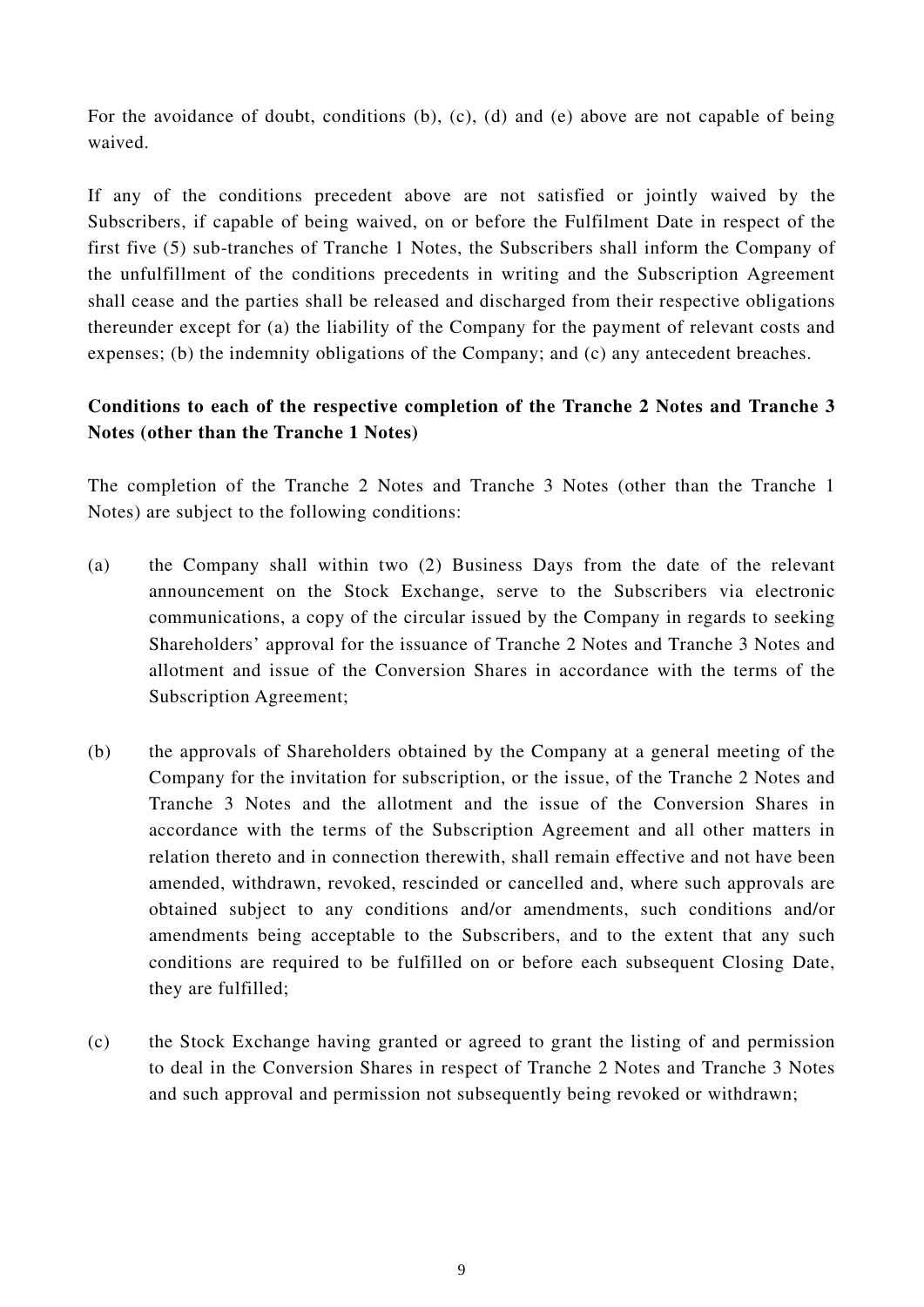For the avoidance of doubt, conditions (b), (c), (d) and (e) above are not capable of being waived.

If any of the conditions precedent above are not satisfied or jointly waived by the Subscribers, if capable of being waived, on or before the Fulfilment Date in respect of the first five (5) sub-tranches of Tranche 1 Notes, the Subscribers shall inform the Company of the unfulfillment of the conditions precedents in writing and the Subscription Agreement shall cease and the parties shall be released and discharged from their respective obligations thereunder except for (a) the liability of the Company for the payment of relevant costs and expenses; (b) the indemnity obligations of the Company; and (c) any antecedent breaches.

**Conditions to each of the respective completion of the Tranche 2 Notes and Tranche 3 Notes (other than the Tranche 1 Notes)**

The completion of the Tranche 2 Notes and Tranche 3 Notes (other than the Tranche 1 Notes) are subject to the following conditions:

(a) the Company shall within two (2) Business Days from the date of the relevant announcement on the Stock Exchange, serve to the Subscribers via electronic communications, a copy of the circular issued by the Company in regards to seeking Shareholders' approval for the issuance of Tranche 2 Notes and Tranche 3 Notes and allotment and issue of the Conversion Shares in accordance with the terms of the Subscription Agreement;

(b) the approvals of Shareholders obtained by the Company at a general meeting of the Company for the invitation for subscription, or the issue, of the Tranche 2 Notes and Tranche 3 Notes and the allotment and the issue of the Conversion Shares in accordance with the terms of the Subscription Agreement and all other matters in relation thereto and in connection therewith, shall remain effective and not have been amended, withdrawn, revoked, rescinded or cancelled and, where such approvals are obtained subject to any conditions and/or amendments, such conditions and/or amendments being acceptable to the Subscribers, and to the extent that any such conditions are required to be fulfilled on or before each subsequent Closing Date, they are fulfilled;

(c) the Stock Exchange having granted or agreed to grant the listing of and permission to deal in the Conversion Shares in respect of Tranche 2 Notes and Tranche 3 Notes and such approval and permission not subsequently being revoked or withdrawn;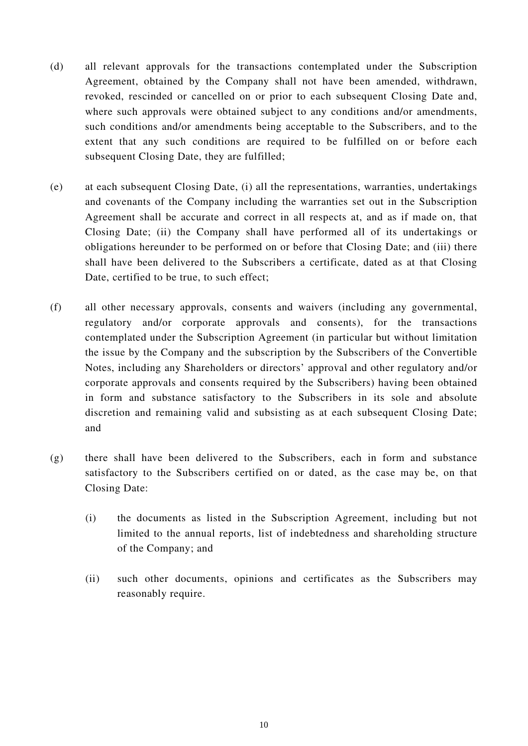(d) all relevant approvals for the transactions contemplated under the Subscription Agreement, obtained by the Company shall not have been amended, withdrawn, revoked, rescinded or cancelled on or prior to each subsequent Closing Date and, where such approvals were obtained subject to any conditions and/or amendments, such conditions and/or amendments being acceptable to the Subscribers, and to the extent that any such conditions are required to be fulfilled on or before each subsequent Closing Date, they are fulfilled;

(e) at each subsequent Closing Date, (i) all the representations, warranties, undertakings and covenants of the Company including the warranties set out in the Subscription Agreement shall be accurate and correct in all respects at, and as if made on, that Closing Date; (ii) the Company shall have performed all of its undertakings or obligations hereunder to be performed on or before that Closing Date; and (iii) there shall have been delivered to the Subscribers a certificate, dated as at that Closing Date, certified to be true, to such effect;

(f) all other necessary approvals, consents and waivers (including any governmental, regulatory and/or corporate approvals and consents), for the transactions contemplated under the Subscription Agreement (in particular but without limitation the issue by the Company and the subscription by the Subscribers of the Convertible Notes, including any Shareholders or directors' approval and other regulatory and/or corporate approvals and consents required by the Subscribers) having been obtained in form and substance satisfactory to the Subscribers in its sole and absolute discretion and remaining valid and subsisting as at each subsequent Closing Date; and

(g) there shall have been delivered to the Subscribers, each in form and substance satisfactory to the Subscribers certified on or dated, as the case may be, on that Closing Date:

   (i) the documents as listed in the Subscription Agreement, including but not limited to the annual reports, list of indebtedness and shareholding structure of the Company; and

   (ii) such other documents, opinions and certificates as the Subscribers may reasonably require.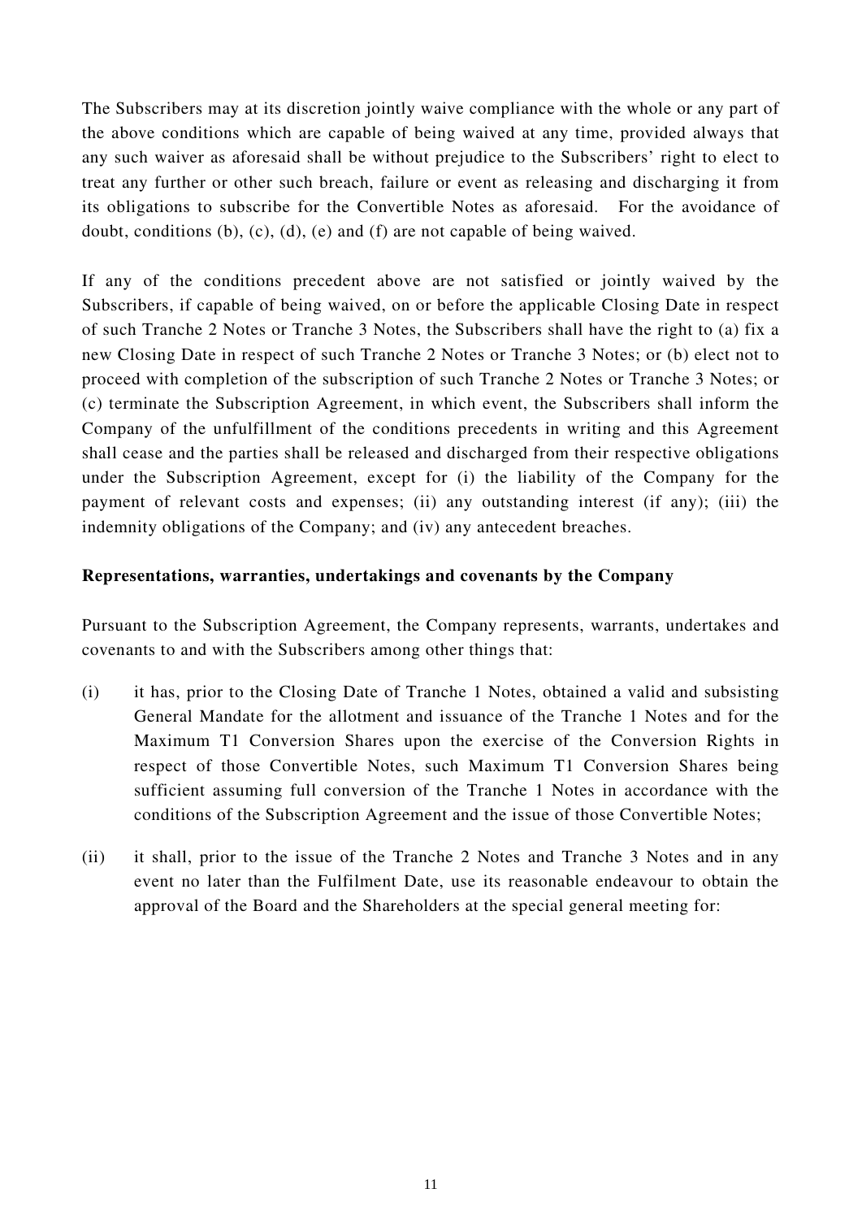The Subscribers may at its discretion jointly waive compliance with the whole or any part of the above conditions which are capable of being waived at any time, provided always that any such waiver as aforesaid shall be without prejudice to the Subscribers' right to elect to treat any further or other such breach, failure or event as releasing and discharging it from its obligations to subscribe for the Convertible Notes as aforesaid. For the avoidance of doubt, conditions (b), (c), (d), (e) and (f) are not capable of being waived.

If any of the conditions precedent above are not satisfied or jointly waived by the Subscribers, if capable of being waived, on or before the applicable Closing Date in respect of such Tranche 2 Notes or Tranche 3 Notes, the Subscribers shall have the right to (a) fix a new Closing Date in respect of such Tranche 2 Notes or Tranche 3 Notes; or (b) elect not to proceed with completion of the subscription of such Tranche 2 Notes or Tranche 3 Notes; or (c) terminate the Subscription Agreement, in which event, the Subscribers shall inform the Company of the unfulfillment of the conditions precedents in writing and this Agreement shall cease and the parties shall be released and discharged from their respective obligations under the Subscription Agreement, except for (i) the liability of the Company for the payment of relevant costs and expenses; (ii) any outstanding interest (if any); (iii) the indemnity obligations of the Company; and (iv) any antecedent breaches.

**Representations, warranties, undertakings and covenants by the Company**

Pursuant to the Subscription Agreement, the Company represents, warrants, undertakes and covenants to and with the Subscribers among other things that:

(i) it has, prior to the Closing Date of Tranche 1 Notes, obtained a valid and subsisting General Mandate for the allotment and issuance of the Tranche 1 Notes and for the Maximum T1 Conversion Shares upon the exercise of the Conversion Rights in respect of those Convertible Notes, such Maximum T1 Conversion Shares being sufficient assuming full conversion of the Tranche 1 Notes in accordance with the conditions of the Subscription Agreement and the issue of those Convertible Notes;

(ii) it shall, prior to the issue of the Tranche 2 Notes and Tranche 3 Notes and in any event no later than the Fulfilment Date, use its reasonable endeavour to obtain the approval of the Board and the Shareholders at the special general meeting for: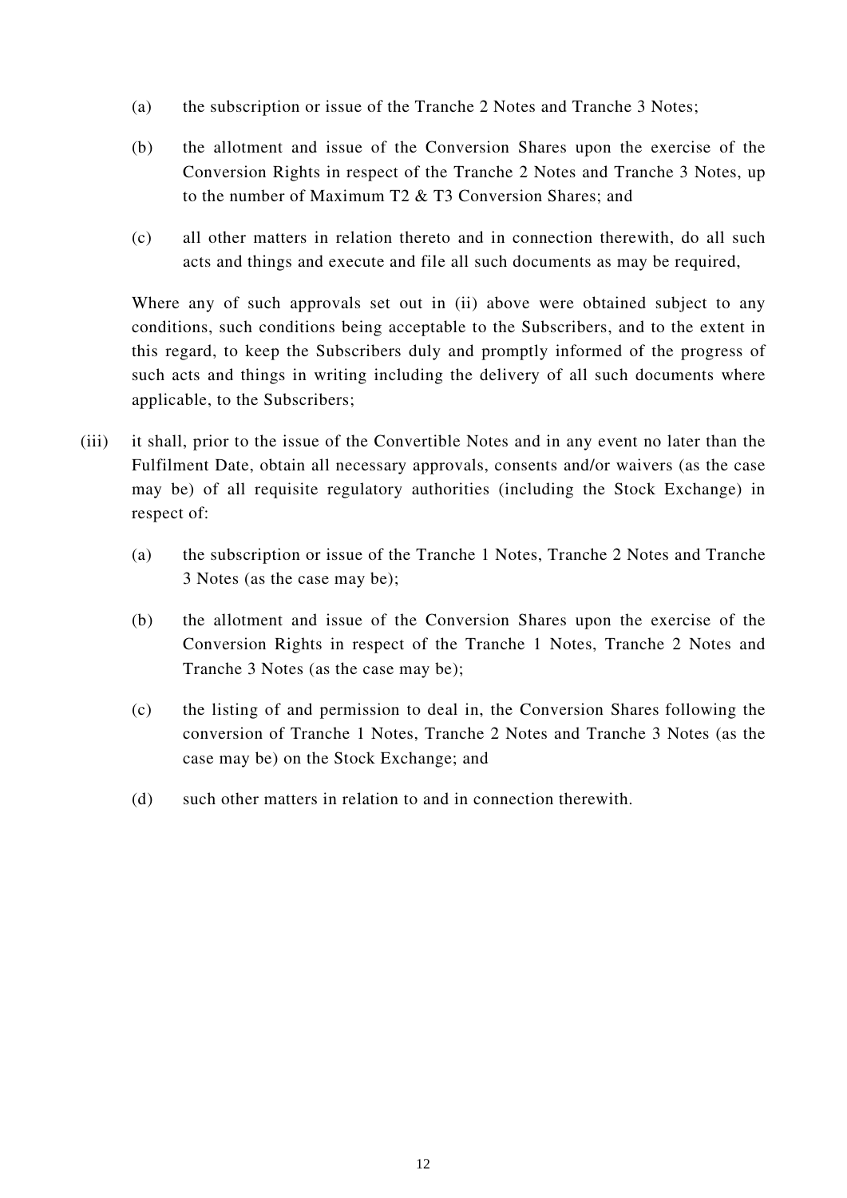(a) the subscription or issue of the Tranche 2 Notes and Tranche 3 Notes;

(b) the allotment and issue of the Conversion Shares upon the exercise of the Conversion Rights in respect of the Tranche 2 Notes and Tranche 3 Notes, up to the number of Maximum T2 & T3 Conversion Shares; and

(c) all other matters in relation thereto and in connection therewith, do all such acts and things and execute and file all such documents as may be required,

Where any of such approvals set out in (ii) above were obtained subject to any conditions, such conditions being acceptable to the Subscribers, and to the extent in this regard, to keep the Subscribers duly and promptly informed of the progress of such acts and things in writing including the delivery of all such documents where applicable, to the Subscribers;

(iii) it shall, prior to the issue of the Convertible Notes and in any event no later than the Fulfilment Date, obtain all necessary approvals, consents and/or waivers (as the case may be) of all requisite regulatory authorities (including the Stock Exchange) in respect of:

(a) the subscription or issue of the Tranche 1 Notes, Tranche 2 Notes and Tranche 3 Notes (as the case may be);

(b) the allotment and issue of the Conversion Shares upon the exercise of the Conversion Rights in respect of the Tranche 1 Notes, Tranche 2 Notes and Tranche 3 Notes (as the case may be);

(c) the listing of and permission to deal in, the Conversion Shares following the conversion of Tranche 1 Notes, Tranche 2 Notes and Tranche 3 Notes (as the case may be) on the Stock Exchange; and

(d) such other matters in relation to and in connection therewith.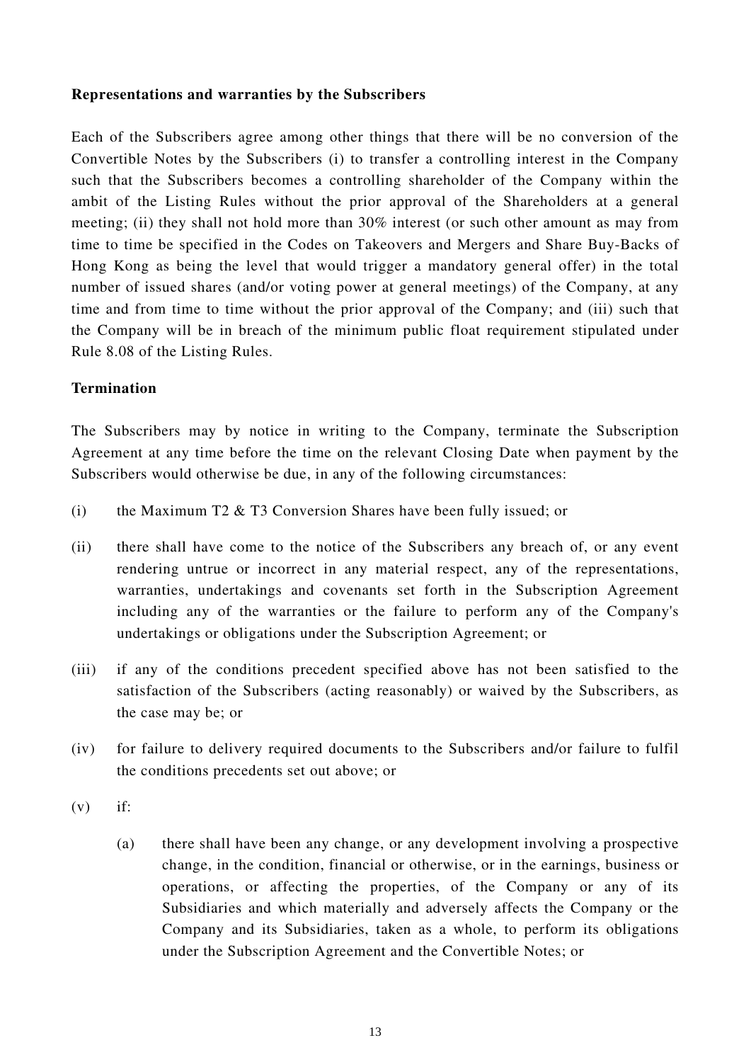**Representations and warranties by the Subscribers**

Each of the Subscribers agree among other things that there will be no conversion of the Convertible Notes by the Subscribers (i) to transfer a controlling interest in the Company such that the Subscribers becomes a controlling shareholder of the Company within the ambit of the Listing Rules without the prior approval of the Shareholders at a general meeting; (ii) they shall not hold more than 30% interest (or such other amount as may from time to time be specified in the Codes on Takeovers and Mergers and Share Buy-Backs of Hong Kong as being the level that would trigger a mandatory general offer) in the total number of issued shares (and/or voting power at general meetings) of the Company, at any time and from time to time without the prior approval of the Company; and (iii) such that the Company will be in breach of the minimum public float requirement stipulated under Rule 8.08 of the Listing Rules.

**Termination**

The Subscribers may by notice in writing to the Company, terminate the Subscription Agreement at any time before the time on the relevant Closing Date when payment by the Subscribers would otherwise be due, in any of the following circumstances:

(i) the Maximum T2 & T3 Conversion Shares have been fully issued; or

(ii) there shall have come to the notice of the Subscribers any breach of, or any event rendering untrue or incorrect in any material respect, any of the representations, warranties, undertakings and covenants set forth in the Subscription Agreement including any of the warranties or the failure to perform any of the Company's undertakings or obligations under the Subscription Agreement; or

(iii) if any of the conditions precedent specified above has not been satisfied to the satisfaction of the Subscribers (acting reasonably) or waived by the Subscribers, as the case may be; or

(iv) for failure to delivery required documents to the Subscribers and/or failure to fulfil the conditions precedents set out above; or

(v) if:

  (a) there shall have been any change, or any development involving a prospective change, in the condition, financial or otherwise, or in the earnings, business or operations, or affecting the properties, of the Company or any of its Subsidiaries and which materially and adversely affects the Company or the Company and its Subsidiaries, taken as a whole, to perform its obligations under the Subscription Agreement and the Convertible Notes; or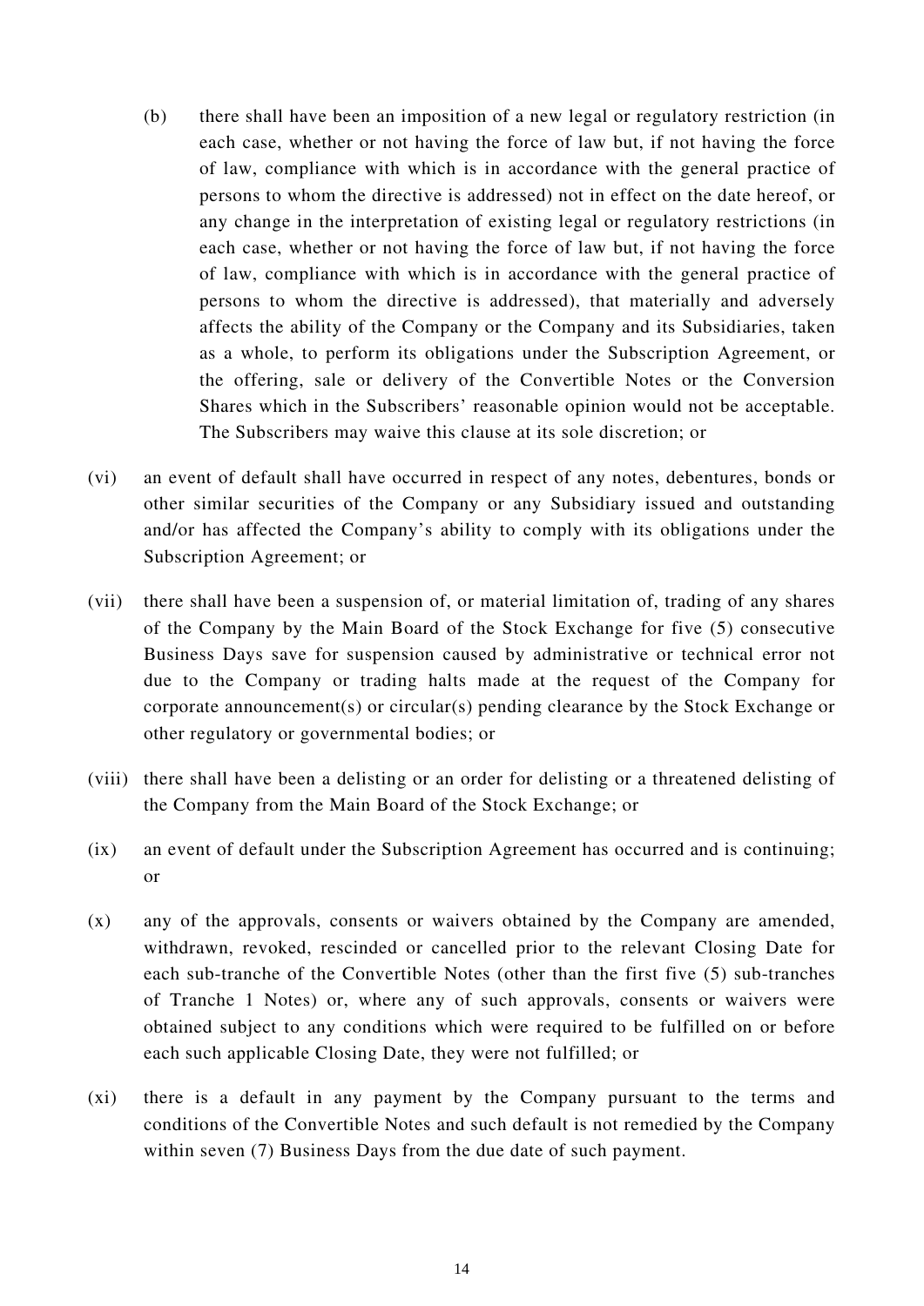(b) there shall have been an imposition of a new legal or regulatory restriction (in each case, whether or not having the force of law but, if not having the force of law, compliance with which is in accordance with the general practice of persons to whom the directive is addressed) not in effect on the date hereof, or any change in the interpretation of existing legal or regulatory restrictions (in each case, whether or not having the force of law but, if not having the force of law, compliance with which is in accordance with the general practice of persons to whom the directive is addressed), that materially and adversely affects the ability of the Company or the Company and its Subsidiaries, taken as a whole, to perform its obligations under the Subscription Agreement, or the offering, sale or delivery of the Convertible Notes or the Conversion Shares which in the Subscribers' reasonable opinion would not be acceptable. The Subscribers may waive this clause at its sole discretion; or

(vi) an event of default shall have occurred in respect of any notes, debentures, bonds or other similar securities of the Company or any Subsidiary issued and outstanding and/or has affected the Company's ability to comply with its obligations under the Subscription Agreement; or

(vii) there shall have been a suspension of, or material limitation of, trading of any shares of the Company by the Main Board of the Stock Exchange for five (5) consecutive Business Days save for suspension caused by administrative or technical error not due to the Company or trading halts made at the request of the Company for corporate announcement(s) or circular(s) pending clearance by the Stock Exchange or other regulatory or governmental bodies; or

(viii) there shall have been a delisting or an order for delisting or a threatened delisting of the Company from the Main Board of the Stock Exchange; or

(ix) an event of default under the Subscription Agreement has occurred and is continuing; or

(x) any of the approvals, consents or waivers obtained by the Company are amended, withdrawn, revoked, rescinded or cancelled prior to the relevant Closing Date for each sub-tranche of the Convertible Notes (other than the first five (5) sub-tranches of Tranche 1 Notes) or, where any of such approvals, consents or waivers were obtained subject to any conditions which were required to be fulfilled on or before each such applicable Closing Date, they were not fulfilled; or

(xi) there is a default in any payment by the Company pursuant to the terms and conditions of the Convertible Notes and such default is not remedied by the Company within seven (7) Business Days from the due date of such payment.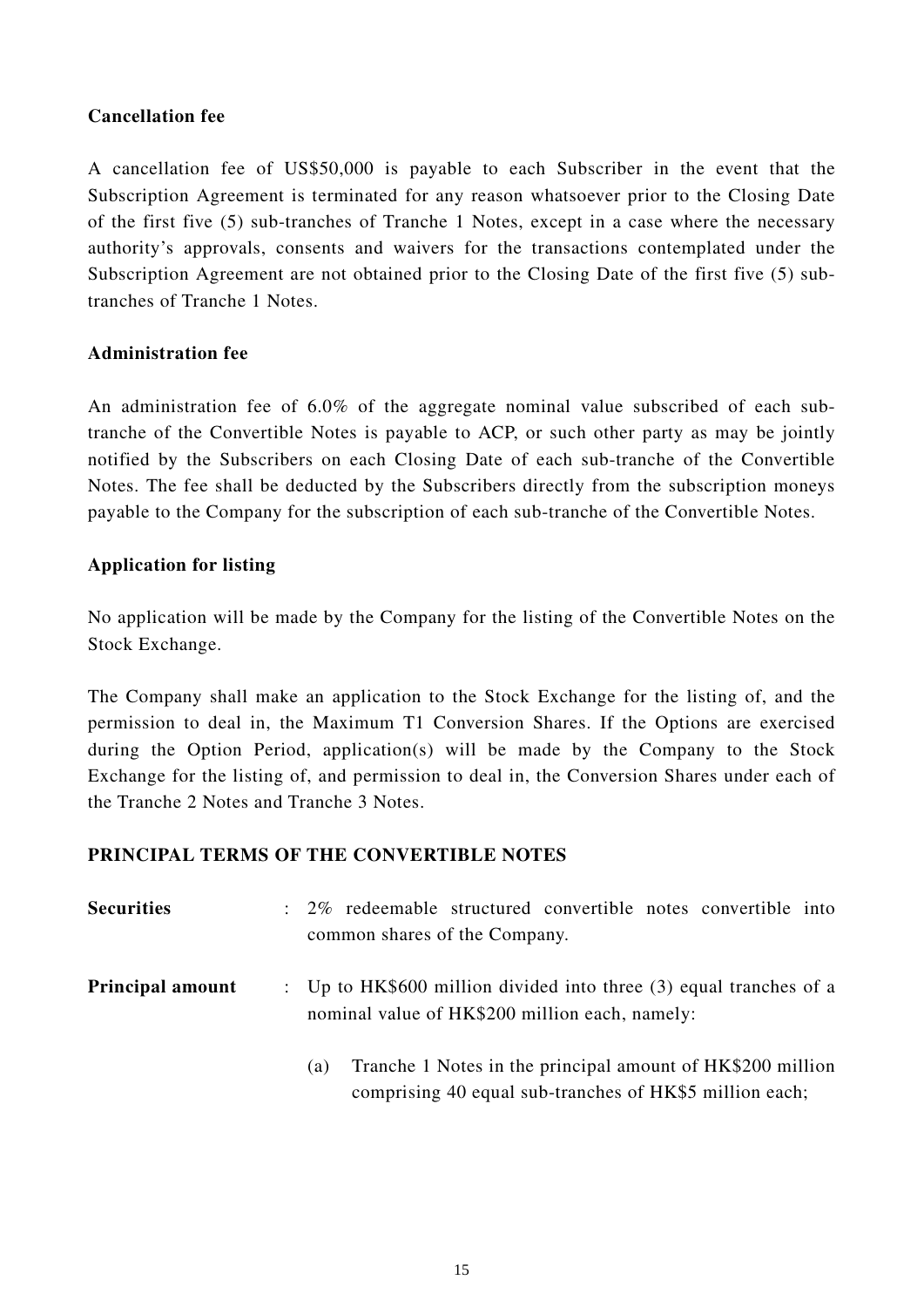**Cancellation fee**

A cancellation fee of US$50,000 is payable to each Subscriber in the event that the Subscription Agreement is terminated for any reason whatsoever prior to the Closing Date of the first five (5) sub-tranches of Tranche 1 Notes, except in a case where the necessary authority's approvals, consents and waivers for the transactions contemplated under the Subscription Agreement are not obtained prior to the Closing Date of the first five (5) sub-tranches of Tranche 1 Notes.

**Administration fee**

An administration fee of 6.0% of the aggregate nominal value subscribed of each sub-tranche of the Convertible Notes is payable to ACP, or such other party as may be jointly notified by the Subscribers on each Closing Date of each sub-tranche of the Convertible Notes. The fee shall be deducted by the Subscribers directly from the subscription moneys payable to the Company for the subscription of each sub-tranche of the Convertible Notes.

**Application for listing**

No application will be made by the Company for the listing of the Convertible Notes on the Stock Exchange.

The Company shall make an application to the Stock Exchange for the listing of, and the permission to deal in, the Maximum T1 Conversion Shares. If the Options are exercised during the Option Period, application(s) will be made by the Company to the Stock Exchange for the listing of, and permission to deal in, the Conversion Shares under each of the Tranche 2 Notes and Tranche 3 Notes.

**PRINCIPAL TERMS OF THE CONVERTIBLE NOTES**

**Securities** : 2% redeemable structured convertible notes convertible into common shares of the Company.

**Principal amount** : Up to HK$600 million divided into three (3) equal tranches of a nominal value of HK$200 million each, namely:

(a) Tranche 1 Notes in the principal amount of HK$200 million comprising 40 equal sub-tranches of HK$5 million each;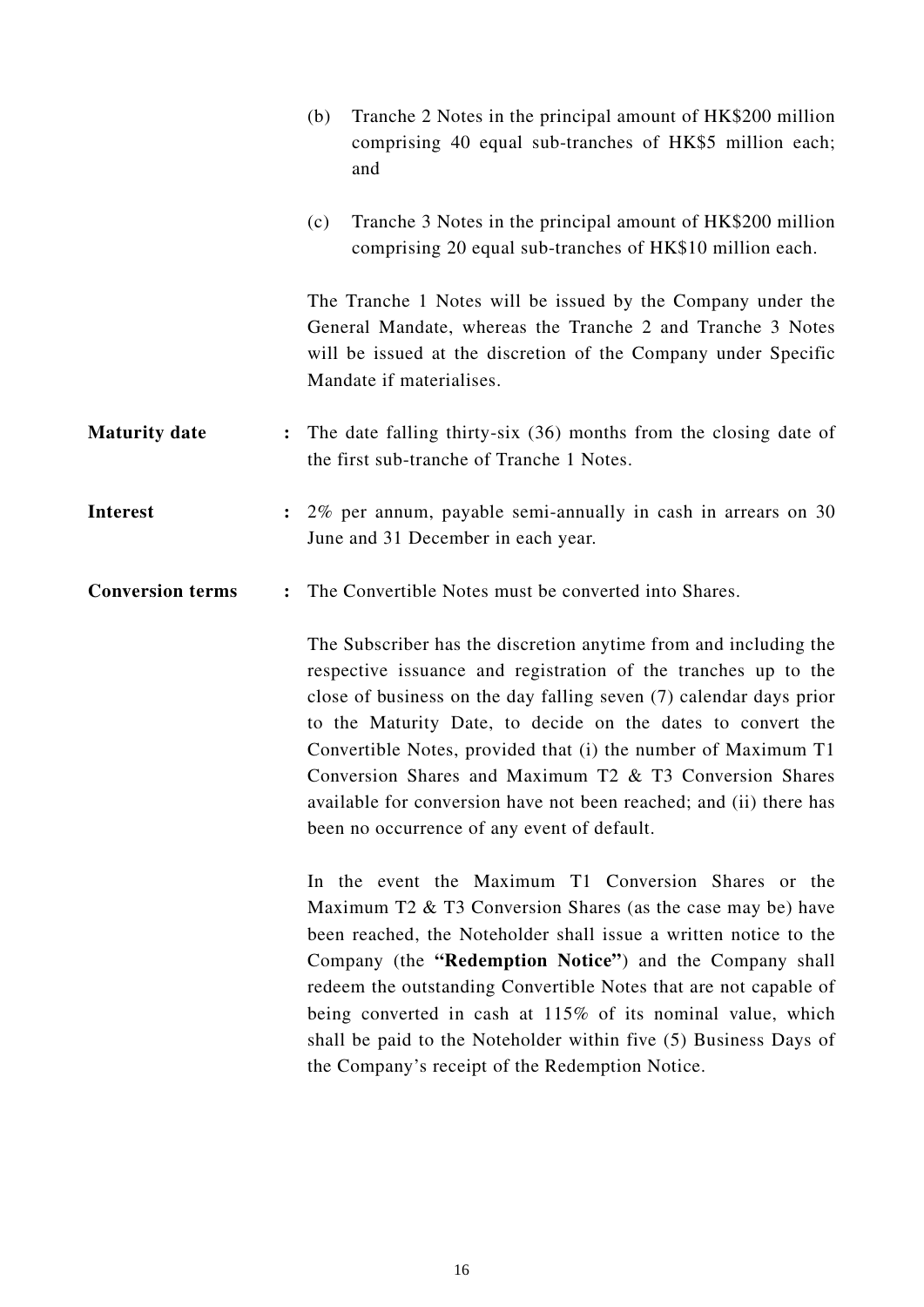(b) Tranche 2 Notes in the principal amount of HK$200 million comprising 40 equal sub-tranches of HK$5 million each; and

(c) Tranche 3 Notes in the principal amount of HK$200 million comprising 20 equal sub-tranches of HK$10 million each.

The Tranche 1 Notes will be issued by the Company under the General Mandate, whereas the Tranche 2 and Tranche 3 Notes will be issued at the discretion of the Company under Specific Mandate if materialises.

**Maturity date** : The date falling thirty-six (36) months from the closing date of the first sub-tranche of Tranche 1 Notes.

**Interest** : 2% per annum, payable semi-annually in cash in arrears on 30 June and 31 December in each year.

**Conversion terms** : The Convertible Notes must be converted into Shares.

The Subscriber has the discretion anytime from and including the respective issuance and registration of the tranches up to the close of business on the day falling seven (7) calendar days prior to the Maturity Date, to decide on the dates to convert the Convertible Notes, provided that (i) the number of Maximum T1 Conversion Shares and Maximum T2 & T3 Conversion Shares available for conversion have not been reached; and (ii) there has been no occurrence of any event of default.

In the event the Maximum T1 Conversion Shares or the Maximum T2 & T3 Conversion Shares (as the case may be) have been reached, the Noteholder shall issue a written notice to the Company (the **"Redemption Notice"**) and the Company shall redeem the outstanding Convertible Notes that are not capable of being converted in cash at 115% of its nominal value, which shall be paid to the Noteholder within five (5) Business Days of the Company's receipt of the Redemption Notice.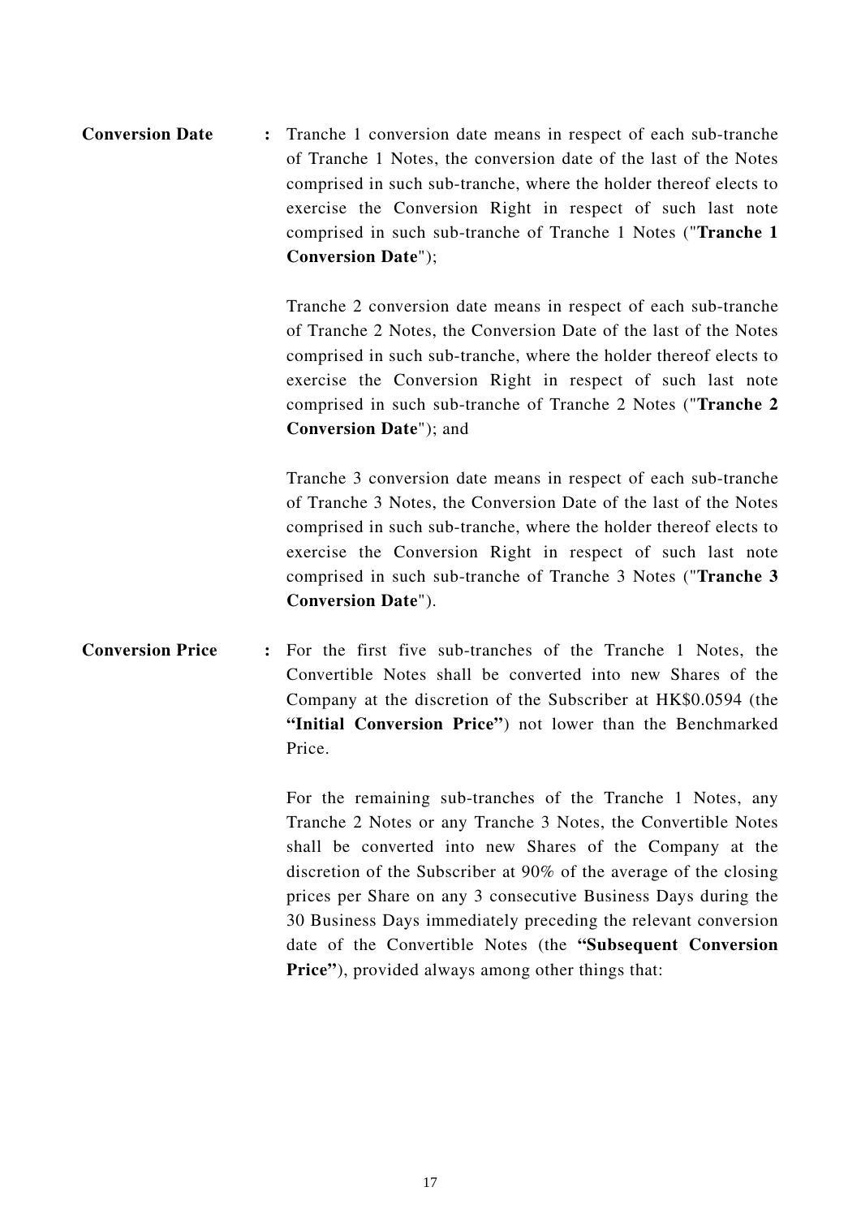**Conversion Date** : Tranche 1 conversion date means in respect of each sub-tranche of Tranche 1 Notes, the conversion date of the last of the Notes comprised in such sub-tranche, where the holder thereof elects to exercise the Conversion Right in respect of such last note comprised in such sub-tranche of Tranche 1 Notes ("**Tranche 1 Conversion Date**");

Tranche 2 conversion date means in respect of each sub-tranche of Tranche 2 Notes, the Conversion Date of the last of the Notes comprised in such sub-tranche, where the holder thereof elects to exercise the Conversion Right in respect of such last note comprised in such sub-tranche of Tranche 2 Notes ("**Tranche 2 Conversion Date**"); and

Tranche 3 conversion date means in respect of each sub-tranche of Tranche 3 Notes, the Conversion Date of the last of the Notes comprised in such sub-tranche, where the holder thereof elects to exercise the Conversion Right in respect of such last note comprised in such sub-tranche of Tranche 3 Notes ("**Tranche 3 Conversion Date**").

**Conversion Price** : For the first five sub-tranches of the Tranche 1 Notes, the Convertible Notes shall be converted into new Shares of the Company at the discretion of the Subscriber at HK$0.0594 (the **"Initial Conversion Price"**) not lower than the Benchmarked Price.

For the remaining sub-tranches of the Tranche 1 Notes, any Tranche 2 Notes or any Tranche 3 Notes, the Convertible Notes shall be converted into new Shares of the Company at the discretion of the Subscriber at 90% of the average of the closing prices per Share on any 3 consecutive Business Days during the 30 Business Days immediately preceding the relevant conversion date of the Convertible Notes (the **"Subsequent Conversion Price"**), provided always among other things that: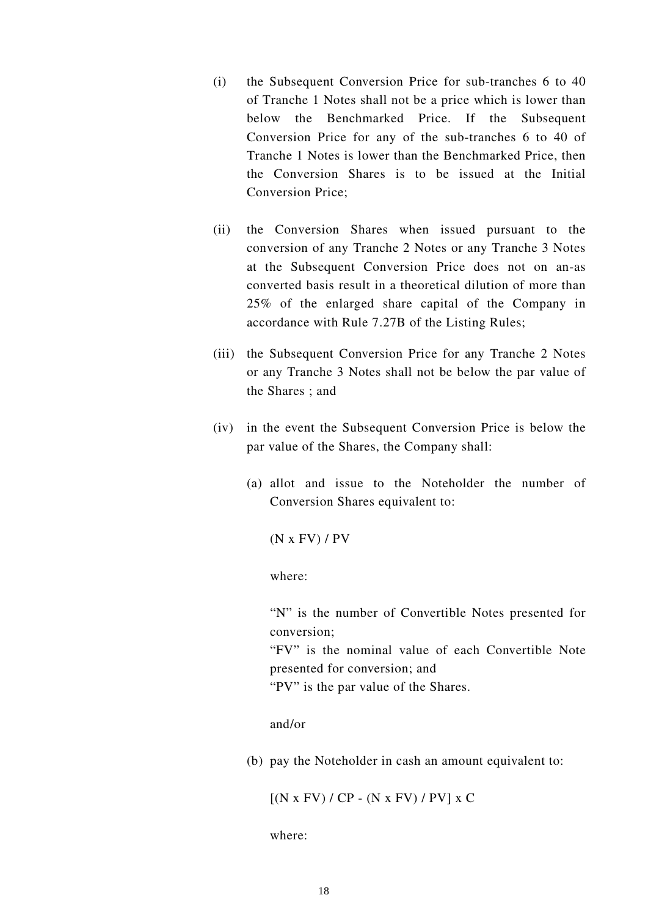(i) the Subsequent Conversion Price for sub-tranches 6 to 40 of Tranche 1 Notes shall not be a price which is lower than below the Benchmarked Price. If the Subsequent Conversion Price for any of the sub-tranches 6 to 40 of Tranche 1 Notes is lower than the Benchmarked Price, then the Conversion Shares is to be issued at the Initial Conversion Price;

(ii) the Conversion Shares when issued pursuant to the conversion of any Tranche 2 Notes or any Tranche 3 Notes at the Subsequent Conversion Price does not on an-as converted basis result in a theoretical dilution of more than 25% of the enlarged share capital of the Company in accordance with Rule 7.27B of the Listing Rules;

(iii) the Subsequent Conversion Price for any Tranche 2 Notes or any Tranche 3 Notes shall not be below the par value of the Shares ; and

(iv) in the event the Subsequent Conversion Price is below the par value of the Shares, the Company shall:

(a) allot and issue to the Noteholder the number of Conversion Shares equivalent to:

$$(N \times FV) / PV$$

where:

"N" is the number of Convertible Notes presented for conversion;
"FV" is the nominal value of each Convertible Note presented for conversion; and
"PV" is the par value of the Shares.

and/or

(b) pay the Noteholder in cash an amount equivalent to:

$$[(N \times FV) / CP - (N \times FV) / PV] \times C$$

where: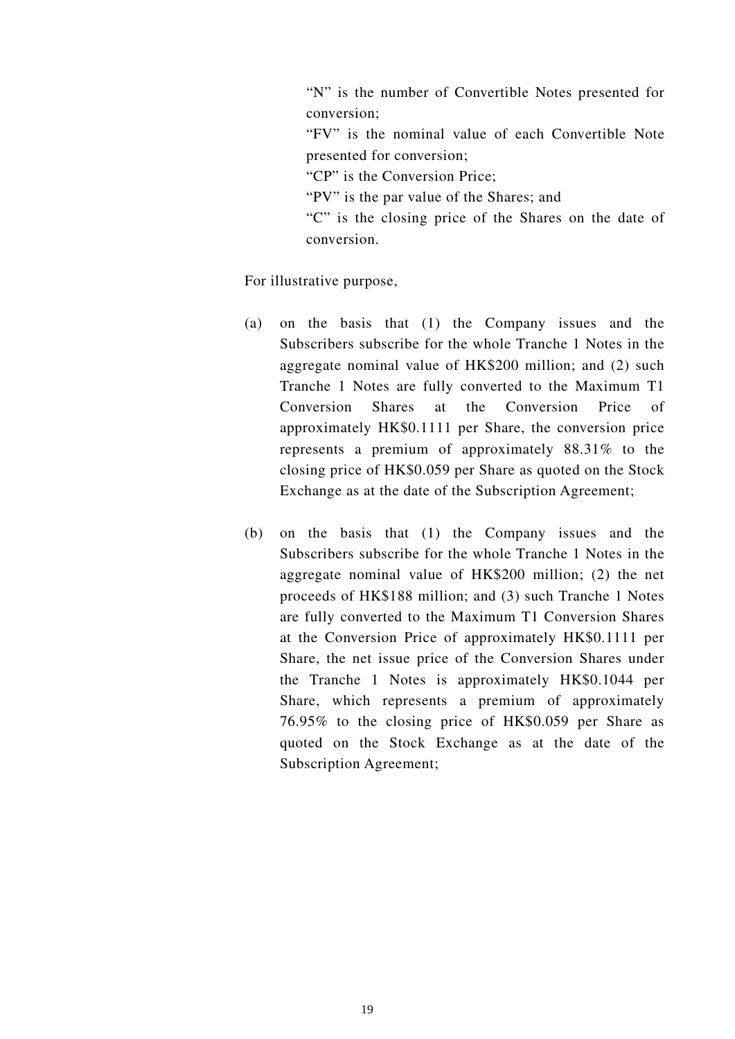"N" is the number of Convertible Notes presented for conversion;

"FV" is the nominal value of each Convertible Note presented for conversion;

"CP" is the Conversion Price;

"PV" is the par value of the Shares; and

"C" is the closing price of the Shares on the date of conversion.

For illustrative purpose,

(a) on the basis that (1) the Company issues and the Subscribers subscribe for the whole Tranche 1 Notes in the aggregate nominal value of HK$200 million; and (2) such Tranche 1 Notes are fully converted to the Maximum T1 Conversion Shares at the Conversion Price of approximately HK$0.1111 per Share, the conversion price represents a premium of approximately 88.31% to the closing price of HK$0.059 per Share as quoted on the Stock Exchange as at the date of the Subscription Agreement;

(b) on the basis that (1) the Company issues and the Subscribers subscribe for the whole Tranche 1 Notes in the aggregate nominal value of HK$200 million; (2) the net proceeds of HK$188 million; and (3) such Tranche 1 Notes are fully converted to the Maximum T1 Conversion Shares at the Conversion Price of approximately HK$0.1111 per Share, the net issue price of the Conversion Shares under the Tranche 1 Notes is approximately HK$0.1044 per Share, which represents a premium of approximately 76.95% to the closing price of HK$0.059 per Share as quoted on the Stock Exchange as at the date of the Subscription Agreement;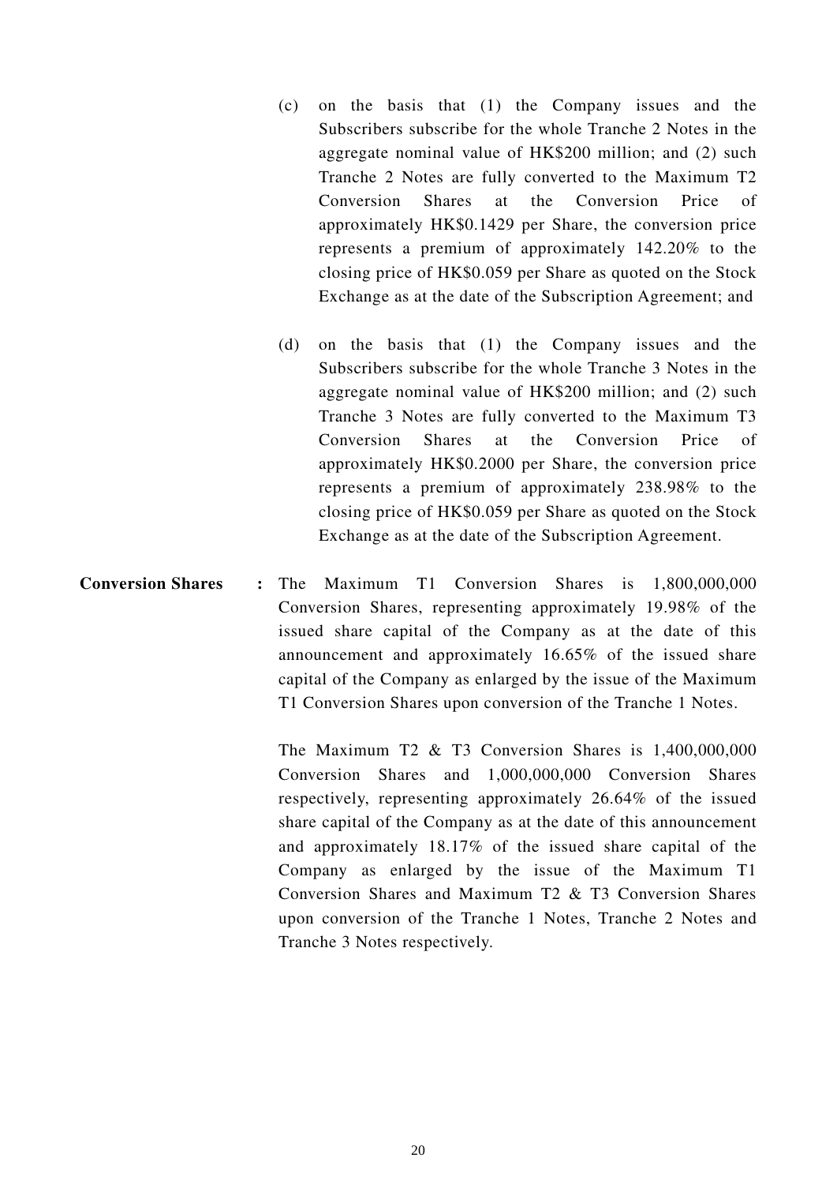(c) on the basis that (1) the Company issues and the Subscribers subscribe for the whole Tranche 2 Notes in the aggregate nominal value of HK$200 million; and (2) such Tranche 2 Notes are fully converted to the Maximum T2 Conversion Shares at the Conversion Price of approximately HK$0.1429 per Share, the conversion price represents a premium of approximately 142.20% to the closing price of HK$0.059 per Share as quoted on the Stock Exchange as at the date of the Subscription Agreement; and

(d) on the basis that (1) the Company issues and the Subscribers subscribe for the whole Tranche 3 Notes in the aggregate nominal value of HK$200 million; and (2) such Tranche 3 Notes are fully converted to the Maximum T3 Conversion Shares at the Conversion Price of approximately HK$0.2000 per Share, the conversion price represents a premium of approximately 238.98% to the closing price of HK$0.059 per Share as quoted on the Stock Exchange as at the date of the Subscription Agreement.

**Conversion Shares** : The Maximum T1 Conversion Shares is 1,800,000,000 Conversion Shares, representing approximately 19.98% of the issued share capital of the Company as at the date of this announcement and approximately 16.65% of the issued share capital of the Company as enlarged by the issue of the Maximum T1 Conversion Shares upon conversion of the Tranche 1 Notes.

The Maximum T2 & T3 Conversion Shares is 1,400,000,000 Conversion Shares and 1,000,000,000 Conversion Shares respectively, representing approximately 26.64% of the issued share capital of the Company as at the date of this announcement and approximately 18.17% of the issued share capital of the Company as enlarged by the issue of the Maximum T1 Conversion Shares and Maximum T2 & T3 Conversion Shares upon conversion of the Tranche 1 Notes, Tranche 2 Notes and Tranche 3 Notes respectively.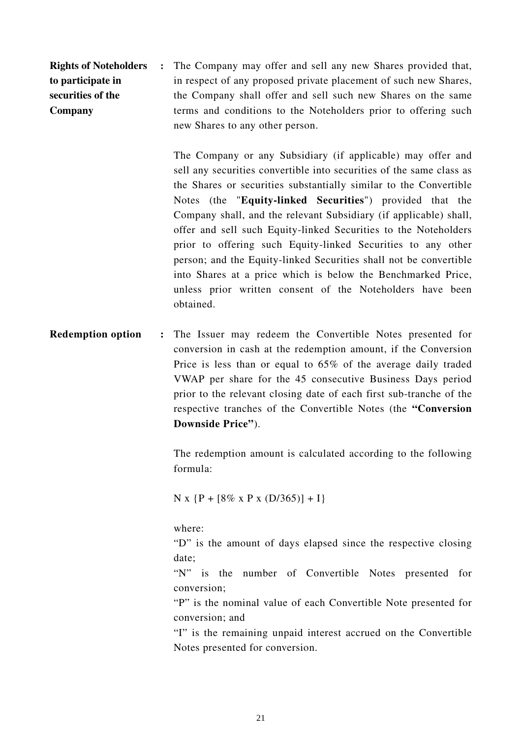**Rights of Noteholders to participate in securities of the Company** : The Company may offer and sell any new Shares provided that, in respect of any proposed private placement of such new Shares, the Company shall offer and sell such new Shares on the same terms and conditions to the Noteholders prior to offering such new Shares to any other person.

The Company or any Subsidiary (if applicable) may offer and sell any securities convertible into securities of the same class as the Shares or securities substantially similar to the Convertible Notes (the "**Equity-linked Securities**") provided that the Company shall, and the relevant Subsidiary (if applicable) shall, offer and sell such Equity-linked Securities to the Noteholders prior to offering such Equity-linked Securities to any other person; and the Equity-linked Securities shall not be convertible into Shares at a price which is below the Benchmarked Price, unless prior written consent of the Noteholders have been obtained.

**Redemption option** : The Issuer may redeem the Convertible Notes presented for conversion in cash at the redemption amount, if the Conversion Price is less than or equal to 65% of the average daily traded VWAP per share for the 45 consecutive Business Days period prior to the relevant closing date of each first sub-tranche of the respective tranches of the Convertible Notes (the **"Conversion Downside Price"**).

The redemption amount is calculated according to the following formula:

$$N \times \{P + [8\% \times P \times (D/365)] + I\}$$

where:

"D" is the amount of days elapsed since the respective closing date;

"N" is the number of Convertible Notes presented for conversion;

"P" is the nominal value of each Convertible Note presented for conversion; and

"I" is the remaining unpaid interest accrued on the Convertible Notes presented for conversion.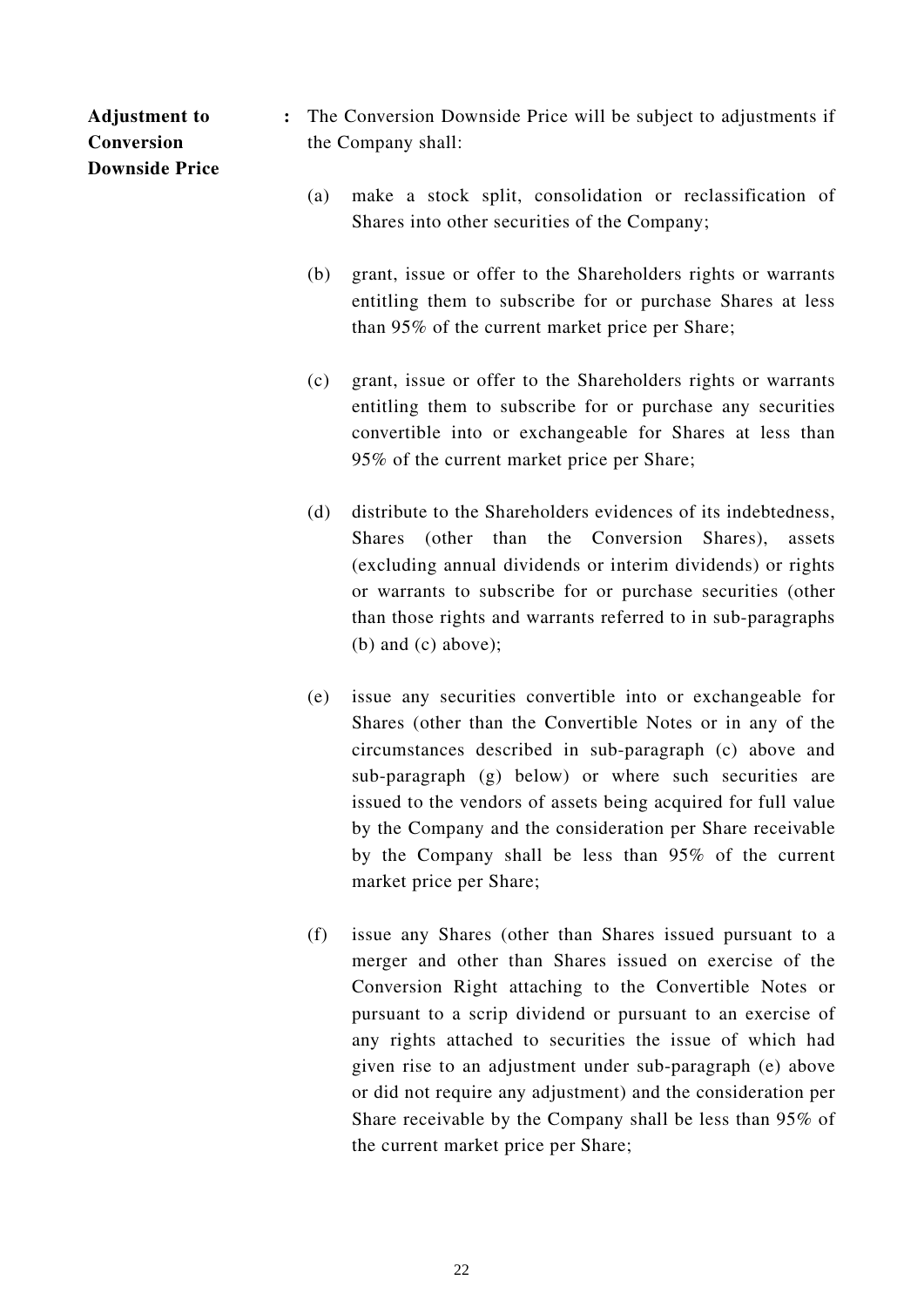**Adjustment to Conversion Downside Price** : The Conversion Downside Price will be subject to adjustments if the Company shall:

(a) make a stock split, consolidation or reclassification of Shares into other securities of the Company;

(b) grant, issue or offer to the Shareholders rights or warrants entitling them to subscribe for or purchase Shares at less than 95% of the current market price per Share;

(c) grant, issue or offer to the Shareholders rights or warrants entitling them to subscribe for or purchase any securities convertible into or exchangeable for Shares at less than 95% of the current market price per Share;

(d) distribute to the Shareholders evidences of its indebtedness, Shares (other than the Conversion Shares), assets (excluding annual dividends or interim dividends) or rights or warrants to subscribe for or purchase securities (other than those rights and warrants referred to in sub-paragraphs (b) and (c) above);

(e) issue any securities convertible into or exchangeable for Shares (other than the Convertible Notes or in any of the circumstances described in sub-paragraph (c) above and sub-paragraph (g) below) or where such securities are issued to the vendors of assets being acquired for full value by the Company and the consideration per Share receivable by the Company shall be less than 95% of the current market price per Share;

(f) issue any Shares (other than Shares issued pursuant to a merger and other than Shares issued on exercise of the Conversion Right attaching to the Convertible Notes or pursuant to a scrip dividend or pursuant to an exercise of any rights attached to securities the issue of which had given rise to an adjustment under sub-paragraph (e) above or did not require any adjustment) and the consideration per Share receivable by the Company shall be less than 95% of the current market price per Share;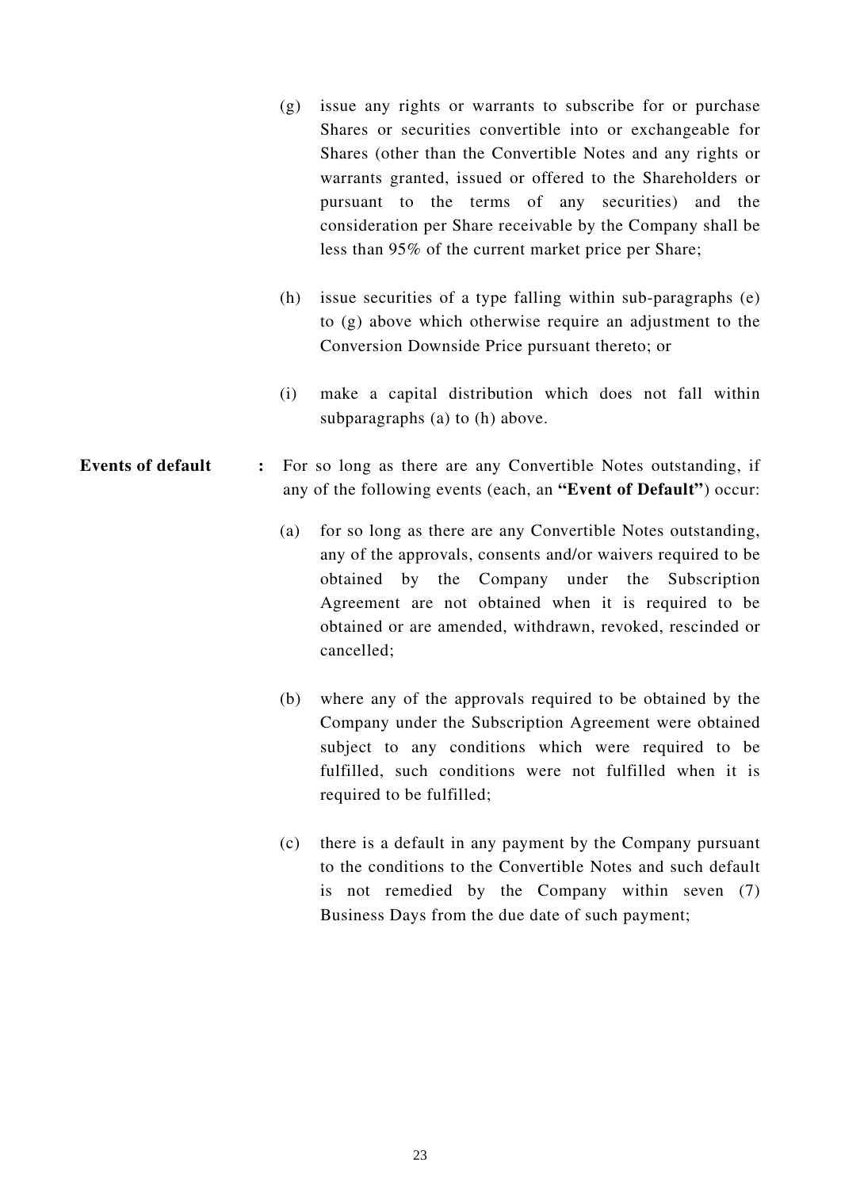(g) issue any rights or warrants to subscribe for or purchase Shares or securities convertible into or exchangeable for Shares (other than the Convertible Notes and any rights or warrants granted, issued or offered to the Shareholders or pursuant to the terms of any securities) and the consideration per Share receivable by the Company shall be less than 95% of the current market price per Share;

(h) issue securities of a type falling within sub-paragraphs (e) to (g) above which otherwise require an adjustment to the Conversion Downside Price pursuant thereto; or

(i) make a capital distribution which does not fall within subparagraphs (a) to (h) above.

**Events of default** : For so long as there are any Convertible Notes outstanding, if any of the following events (each, an **"Event of Default"**) occur:

(a) for so long as there are any Convertible Notes outstanding, any of the approvals, consents and/or waivers required to be obtained by the Company under the Subscription Agreement are not obtained when it is required to be obtained or are amended, withdrawn, revoked, rescinded or cancelled;

(b) where any of the approvals required to be obtained by the Company under the Subscription Agreement were obtained subject to any conditions which were required to be fulfilled, such conditions were not fulfilled when it is required to be fulfilled;

(c) there is a default in any payment by the Company pursuant to the conditions to the Convertible Notes and such default is not remedied by the Company within seven (7) Business Days from the due date of such payment;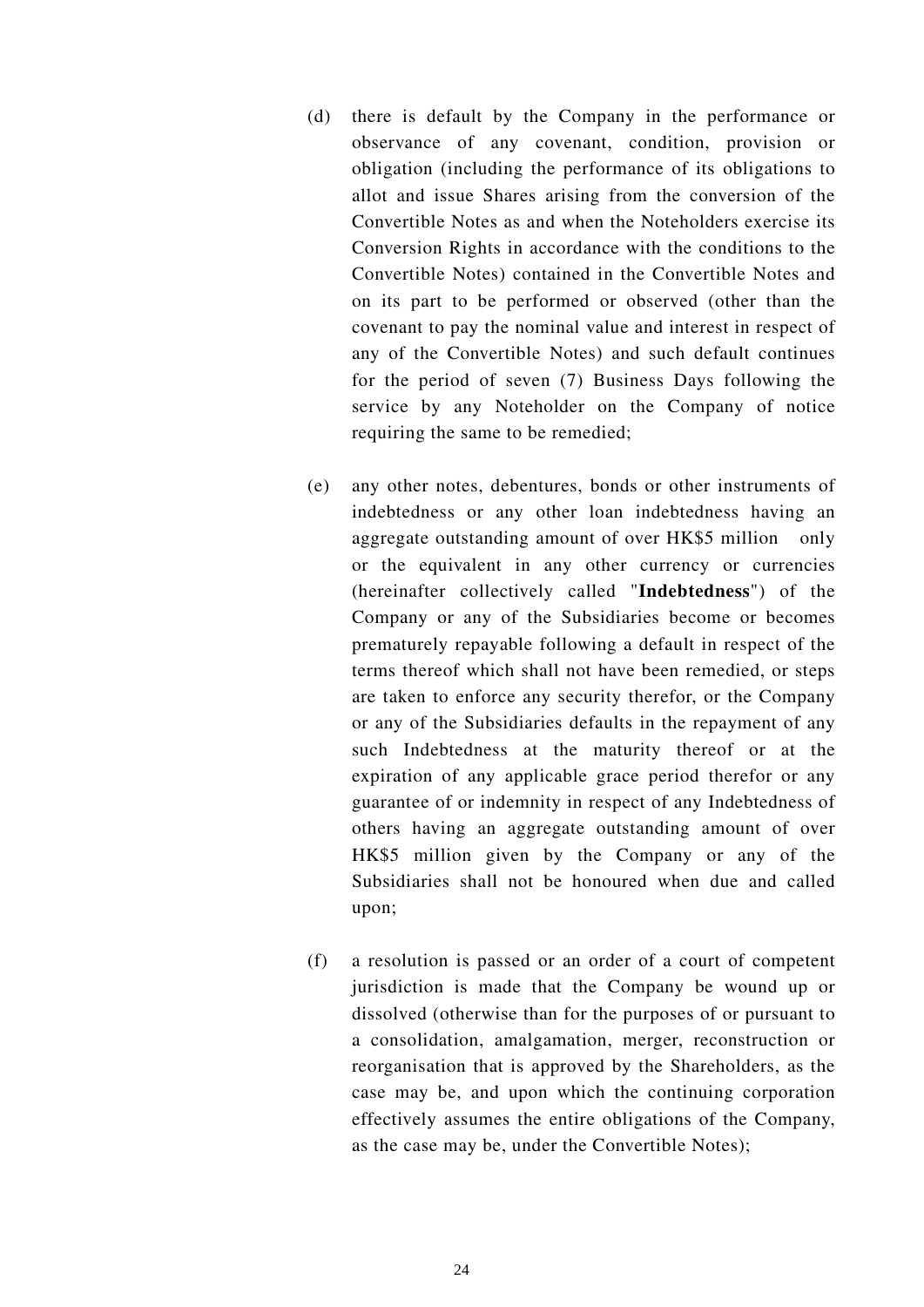(d) there is default by the Company in the performance or observance of any covenant, condition, provision or obligation (including the performance of its obligations to allot and issue Shares arising from the conversion of the Convertible Notes as and when the Noteholders exercise its Conversion Rights in accordance with the conditions to the Convertible Notes) contained in the Convertible Notes and on its part to be performed or observed (other than the covenant to pay the nominal value and interest in respect of any of the Convertible Notes) and such default continues for the period of seven (7) Business Days following the service by any Noteholder on the Company of notice requiring the same to be remedied;

(e) any other notes, debentures, bonds or other instruments of indebtedness or any other loan indebtedness having an aggregate outstanding amount of over HK$5 million only or the equivalent in any other currency or currencies (hereinafter collectively called "**Indebtedness**") of the Company or any of the Subsidiaries become or becomes prematurely repayable following a default in respect of the terms thereof which shall not have been remedied, or steps are taken to enforce any security therefor, or the Company or any of the Subsidiaries defaults in the repayment of any such Indebtedness at the maturity thereof or at the expiration of any applicable grace period therefor or any guarantee of or indemnity in respect of any Indebtedness of others having an aggregate outstanding amount of over HK$5 million given by the Company or any of the Subsidiaries shall not be honoured when due and called upon;

(f) a resolution is passed or an order of a court of competent jurisdiction is made that the Company be wound up or dissolved (otherwise than for the purposes of or pursuant to a consolidation, amalgamation, merger, reconstruction or reorganisation that is approved by the Shareholders, as the case may be, and upon which the continuing corporation effectively assumes the entire obligations of the Company, as the case may be, under the Convertible Notes);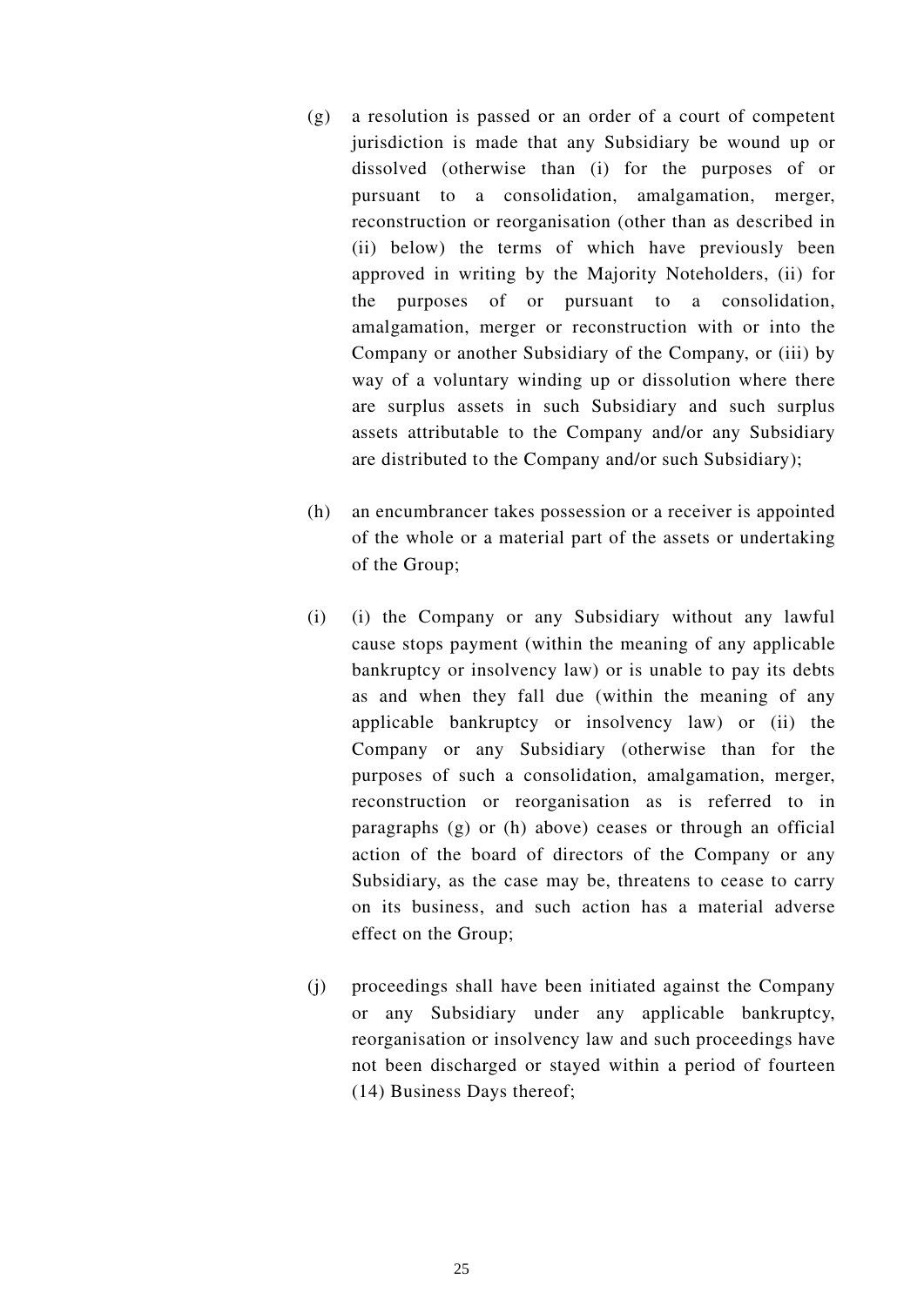(g) a resolution is passed or an order of a court of competent jurisdiction is made that any Subsidiary be wound up or dissolved (otherwise than (i) for the purposes of or pursuant to a consolidation, amalgamation, merger, reconstruction or reorganisation (other than as described in (ii) below) the terms of which have previously been approved in writing by the Majority Noteholders, (ii) for the purposes of or pursuant to a consolidation, amalgamation, merger or reconstruction with or into the Company or another Subsidiary of the Company, or (iii) by way of a voluntary winding up or dissolution where there are surplus assets in such Subsidiary and such surplus assets attributable to the Company and/or any Subsidiary are distributed to the Company and/or such Subsidiary);

(h) an encumbrancer takes possession or a receiver is appointed of the whole or a material part of the assets or undertaking of the Group;

(i) (i) the Company or any Subsidiary without any lawful cause stops payment (within the meaning of any applicable bankruptcy or insolvency law) or is unable to pay its debts as and when they fall due (within the meaning of any applicable bankruptcy or insolvency law) or (ii) the Company or any Subsidiary (otherwise than for the purposes of such a consolidation, amalgamation, merger, reconstruction or reorganisation as is referred to in paragraphs (g) or (h) above) ceases or through an official action of the board of directors of the Company or any Subsidiary, as the case may be, threatens to cease to carry on its business, and such action has a material adverse effect on the Group;

(j) proceedings shall have been initiated against the Company or any Subsidiary under any applicable bankruptcy, reorganisation or insolvency law and such proceedings have not been discharged or stayed within a period of fourteen (14) Business Days thereof;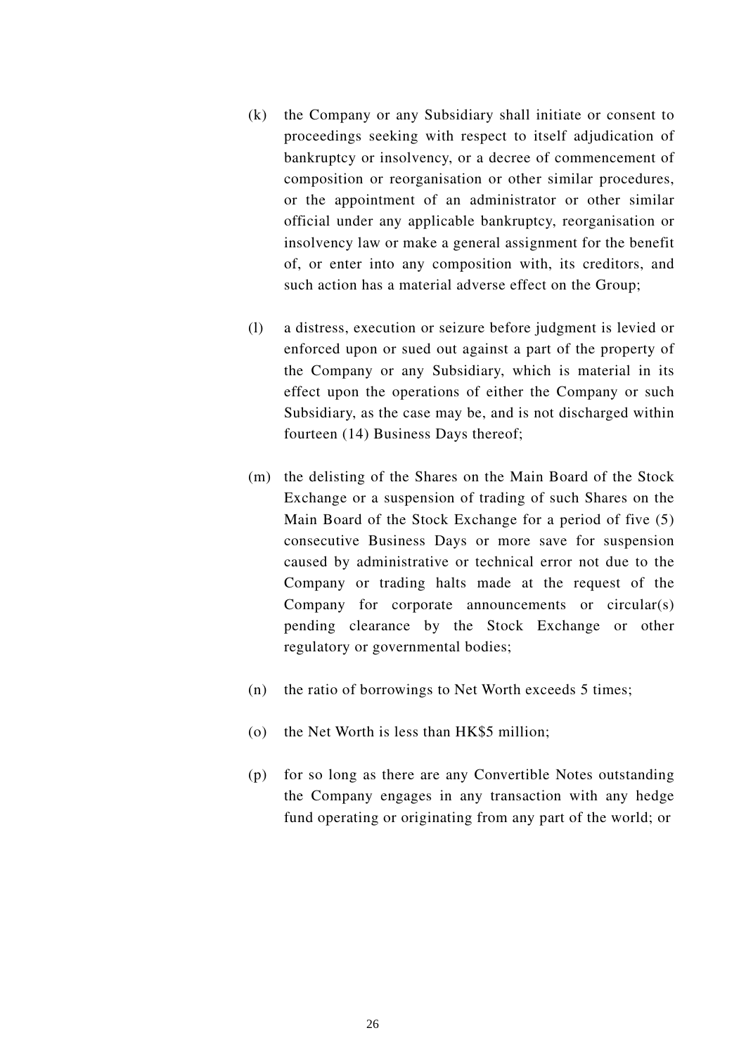(k) the Company or any Subsidiary shall initiate or consent to proceedings seeking with respect to itself adjudication of bankruptcy or insolvency, or a decree of commencement of composition or reorganisation or other similar procedures, or the appointment of an administrator or other similar official under any applicable bankruptcy, reorganisation or insolvency law or make a general assignment for the benefit of, or enter into any composition with, its creditors, and such action has a material adverse effect on the Group;

(l) a distress, execution or seizure before judgment is levied or enforced upon or sued out against a part of the property of the Company or any Subsidiary, which is material in its effect upon the operations of either the Company or such Subsidiary, as the case may be, and is not discharged within fourteen (14) Business Days thereof;

(m) the delisting of the Shares on the Main Board of the Stock Exchange or a suspension of trading of such Shares on the Main Board of the Stock Exchange for a period of five (5) consecutive Business Days or more save for suspension caused by administrative or technical error not due to the Company or trading halts made at the request of the Company for corporate announcements or circular(s) pending clearance by the Stock Exchange or other regulatory or governmental bodies;

(n) the ratio of borrowings to Net Worth exceeds 5 times;

(o) the Net Worth is less than HK$5 million;

(p) for so long as there are any Convertible Notes outstanding the Company engages in any transaction with any hedge fund operating or originating from any part of the world; or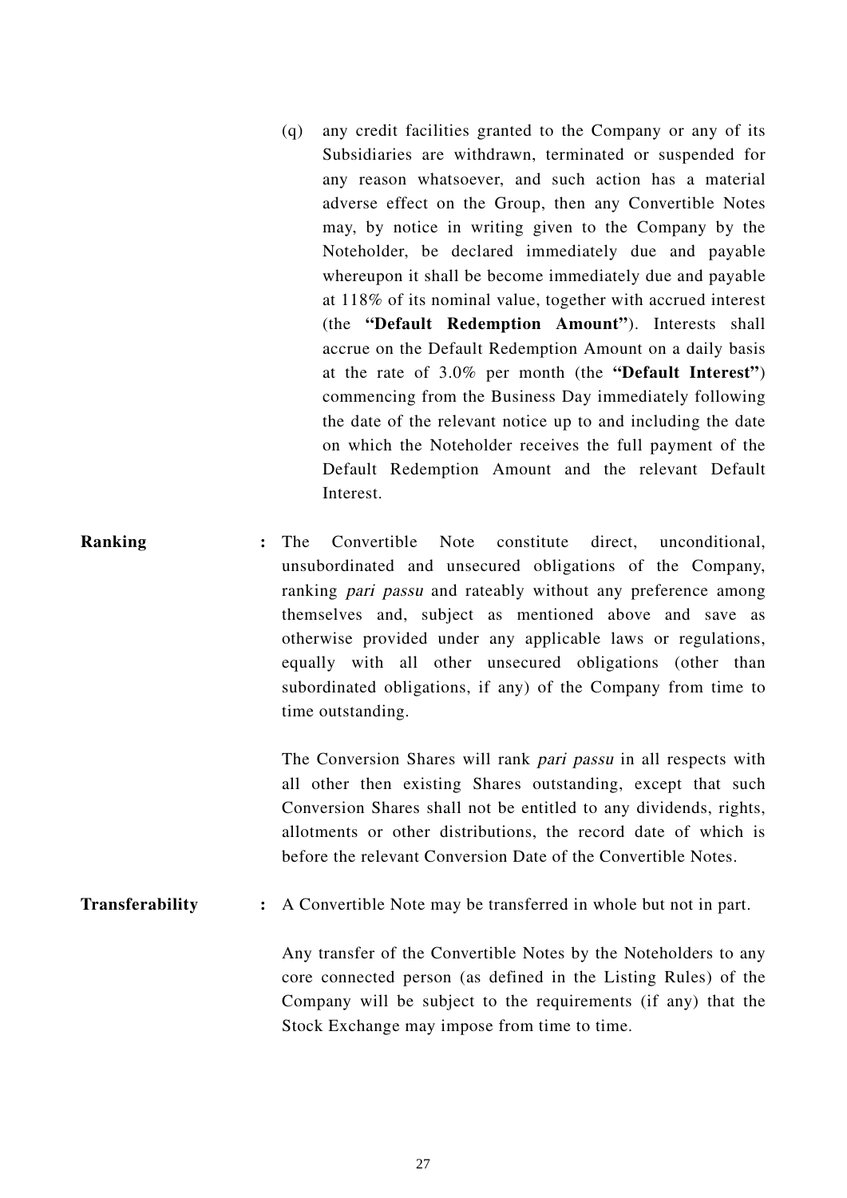(q) any credit facilities granted to the Company or any of its Subsidiaries are withdrawn, terminated or suspended for any reason whatsoever, and such action has a material adverse effect on the Group, then any Convertible Notes may, by notice in writing given to the Company by the Noteholder, be declared immediately due and payable whereupon it shall be become immediately due and payable at 118% of its nominal value, together with accrued interest (the **"Default Redemption Amount"**). Interests shall accrue on the Default Redemption Amount on a daily basis at the rate of 3.0% per month (the **"Default Interest"**) commencing from the Business Day immediately following the date of the relevant notice up to and including the date on which the Noteholder receives the full payment of the Default Redemption Amount and the relevant Default Interest.

**Ranking** : The Convertible Note constitute direct, unconditional, unsubordinated and unsecured obligations of the Company, ranking *pari passu* and rateably without any preference among themselves and, subject as mentioned above and save as otherwise provided under any applicable laws or regulations, equally with all other unsecured obligations (other than subordinated obligations, if any) of the Company from time to time outstanding.

The Conversion Shares will rank *pari passu* in all respects with all other then existing Shares outstanding, except that such Conversion Shares shall not be entitled to any dividends, rights, allotments or other distributions, the record date of which is before the relevant Conversion Date of the Convertible Notes.

**Transferability** : A Convertible Note may be transferred in whole but not in part.

Any transfer of the Convertible Notes by the Noteholders to any core connected person (as defined in the Listing Rules) of the Company will be subject to the requirements (if any) that the Stock Exchange may impose from time to time.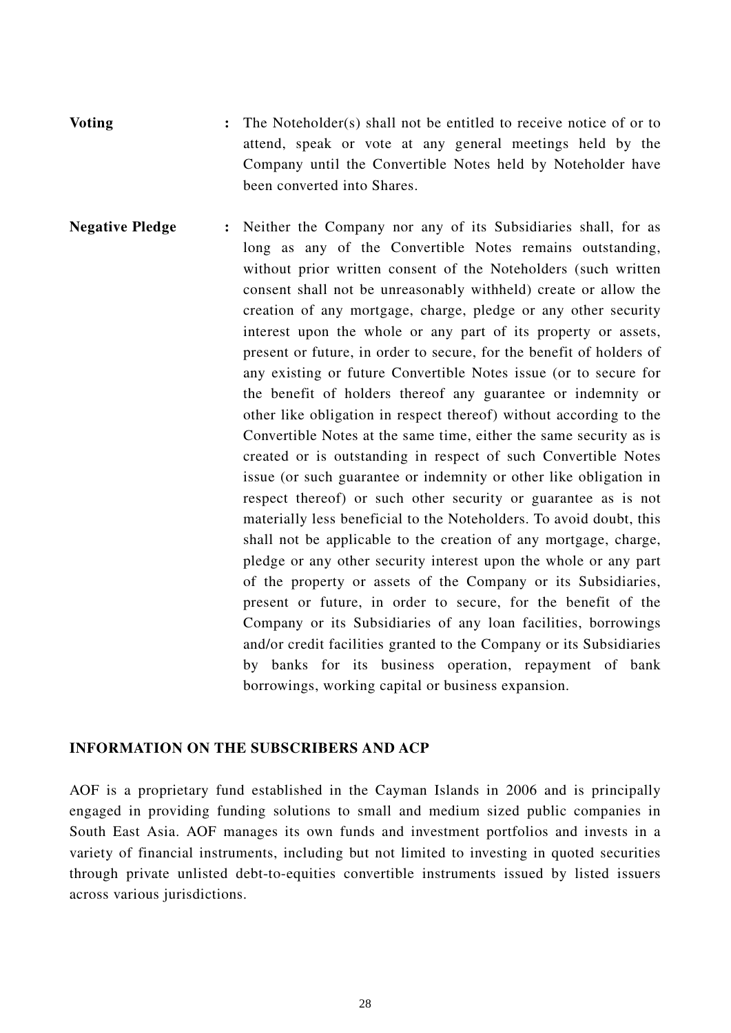**Voting** : The Noteholder(s) shall not be entitled to receive notice of or to attend, speak or vote at any general meetings held by the Company until the Convertible Notes held by Noteholder have been converted into Shares.

**Negative Pledge** : Neither the Company nor any of its Subsidiaries shall, for as long as any of the Convertible Notes remains outstanding, without prior written consent of the Noteholders (such written consent shall not be unreasonably withheld) create or allow the creation of any mortgage, charge, pledge or any other security interest upon the whole or any part of its property or assets, present or future, in order to secure, for the benefit of holders of any existing or future Convertible Notes issue (or to secure for the benefit of holders thereof any guarantee or indemnity or other like obligation in respect thereof) without according to the Convertible Notes at the same time, either the same security as is created or is outstanding in respect of such Convertible Notes issue (or such guarantee or indemnity or other like obligation in respect thereof) or such other security or guarantee as is not materially less beneficial to the Noteholders. To avoid doubt, this shall not be applicable to the creation of any mortgage, charge, pledge or any other security interest upon the whole or any part of the property or assets of the Company or its Subsidiaries, present or future, in order to secure, for the benefit of the Company or its Subsidiaries of any loan facilities, borrowings and/or credit facilities granted to the Company or its Subsidiaries by banks for its business operation, repayment of bank borrowings, working capital or business expansion.

## INFORMATION ON THE SUBSCRIBERS AND ACP

AOF is a proprietary fund established in the Cayman Islands in 2006 and is principally engaged in providing funding solutions to small and medium sized public companies in South East Asia. AOF manages its own funds and investment portfolios and invests in a variety of financial instruments, including but not limited to investing in quoted securities through private unlisted debt-to-equities convertible instruments issued by listed issuers across various jurisdictions.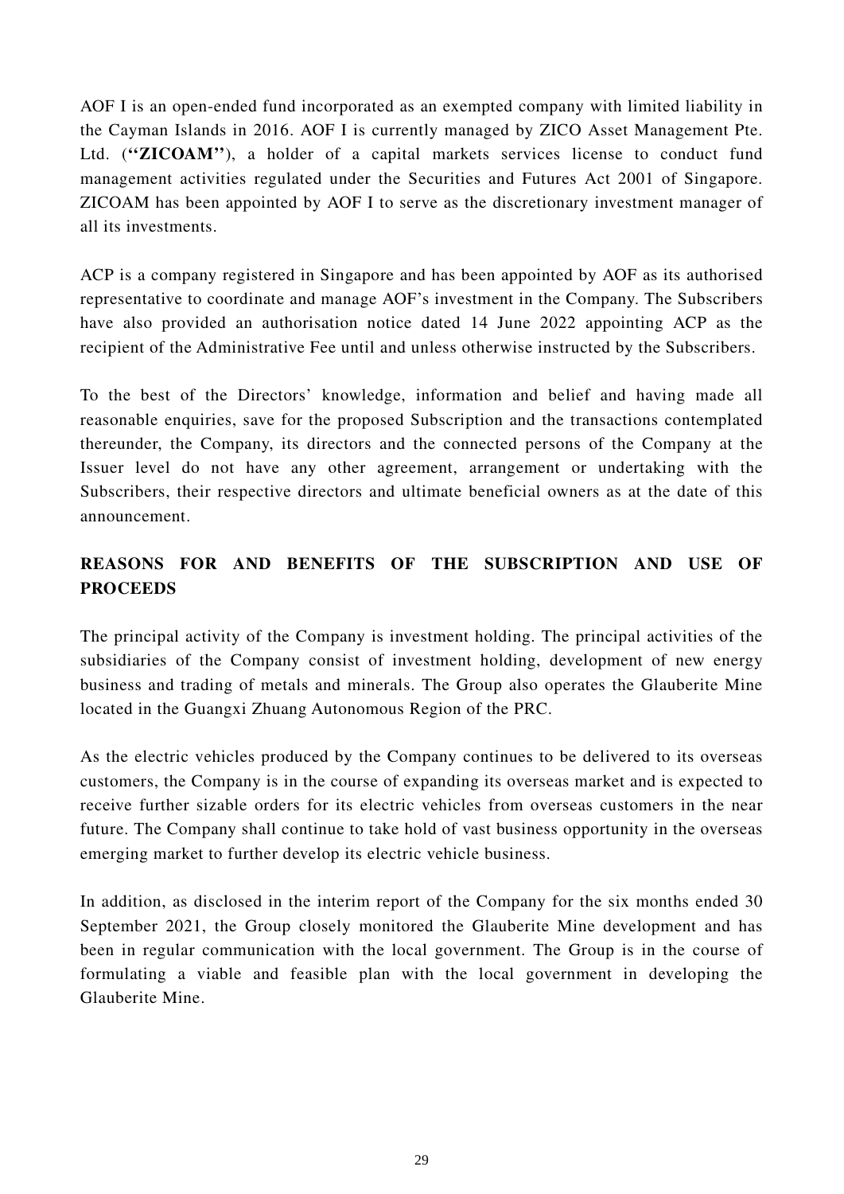AOF I is an open-ended fund incorporated as an exempted company with limited liability in the Cayman Islands in 2016. AOF I is currently managed by ZICO Asset Management Pte. Ltd. (**"ZICOAM"**), a holder of a capital markets services license to conduct fund management activities regulated under the Securities and Futures Act 2001 of Singapore. ZICOAM has been appointed by AOF I to serve as the discretionary investment manager of all its investments.

ACP is a company registered in Singapore and has been appointed by AOF as its authorised representative to coordinate and manage AOF's investment in the Company. The Subscribers have also provided an authorisation notice dated 14 June 2022 appointing ACP as the recipient of the Administrative Fee until and unless otherwise instructed by the Subscribers.

To the best of the Directors' knowledge, information and belief and having made all reasonable enquiries, save for the proposed Subscription and the transactions contemplated thereunder, the Company, its directors and the connected persons of the Company at the Issuer level do not have any other agreement, arrangement or undertaking with the Subscribers, their respective directors and ultimate beneficial owners as at the date of this announcement.

## REASONS FOR AND BENEFITS OF THE SUBSCRIPTION AND USE OF PROCEEDS

The principal activity of the Company is investment holding. The principal activities of the subsidiaries of the Company consist of investment holding, development of new energy business and trading of metals and minerals. The Group also operates the Glauberite Mine located in the Guangxi Zhuang Autonomous Region of the PRC.

As the electric vehicles produced by the Company continues to be delivered to its overseas customers, the Company is in the course of expanding its overseas market and is expected to receive further sizable orders for its electric vehicles from overseas customers in the near future. The Company shall continue to take hold of vast business opportunity in the overseas emerging market to further develop its electric vehicle business.

In addition, as disclosed in the interim report of the Company for the six months ended 30 September 2021, the Group closely monitored the Glauberite Mine development and has been in regular communication with the local government. The Group is in the course of formulating a viable and feasible plan with the local government in developing the Glauberite Mine.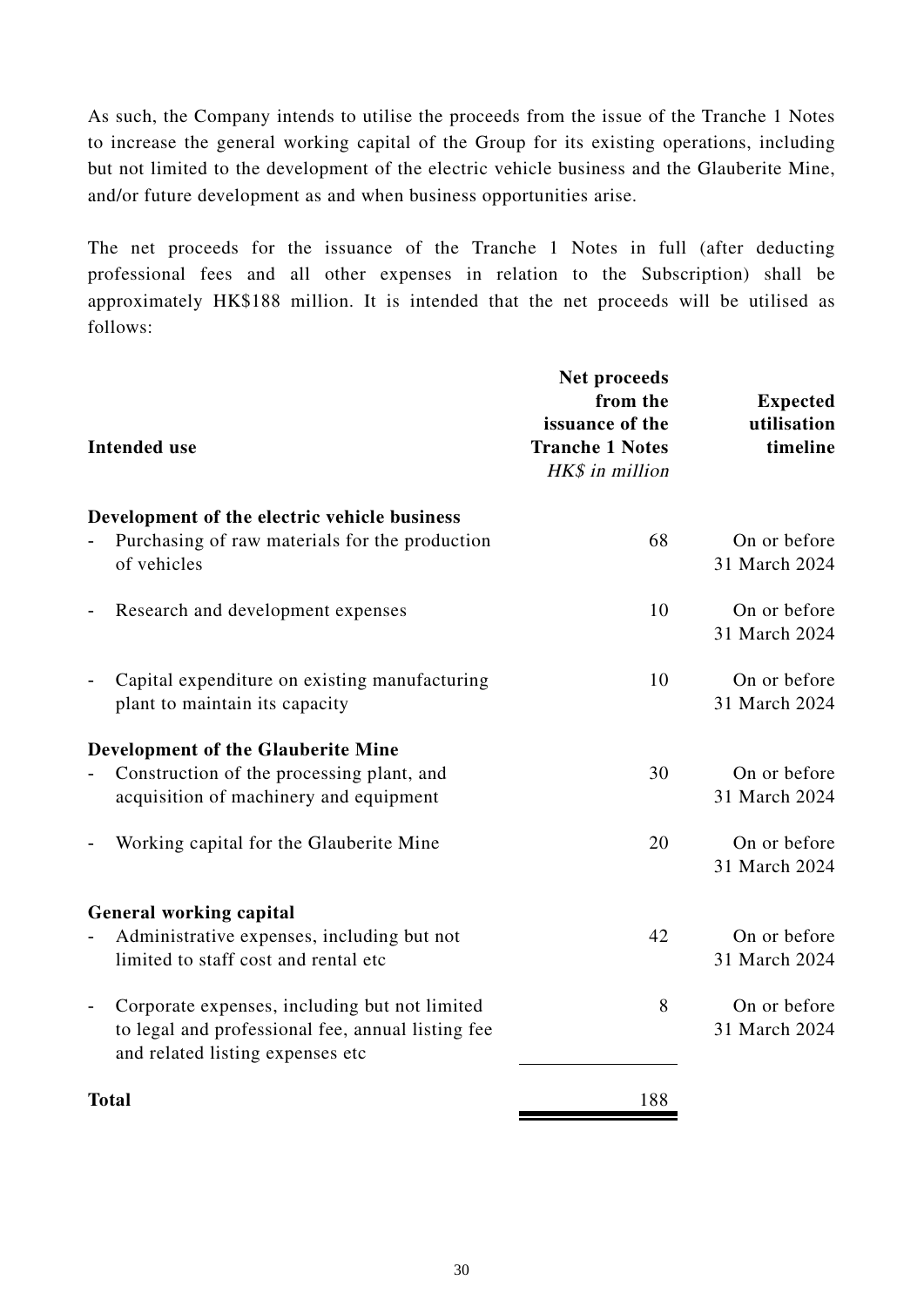As such, the Company intends to utilise the proceeds from the issue of the Tranche 1 Notes to increase the general working capital of the Group for its existing operations, including but not limited to the development of the electric vehicle business and the Glauberite Mine, and/or future development as and when business opportunities arise.

The net proceeds for the issuance of the Tranche 1 Notes in full (after deducting professional fees and all other expenses in relation to the Subscription) shall be approximately HK$188 million. It is intended that the net proceeds will be utilised as follows:

| **Intended use** | **Net proceeds from the issuance of the Tranche 1 Notes** *HK$ in million* | **Expected utilisation timeline** |
|---|---|---|
| **Development of the electric vehicle business** | | |
| - Purchasing of raw materials for the production of vehicles | 68 | On or before 31 March 2024 |
| - Research and development expenses | 10 | On or before 31 March 2024 |
| - Capital expenditure on existing manufacturing plant to maintain its capacity | 10 | On or before 31 March 2024 |
| **Development of the Glauberite Mine** | | |
| - Construction of the processing plant, and acquisition of machinery and equipment | 30 | On or before 31 March 2024 |
| - Working capital for the Glauberite Mine | 20 | On or before 31 March 2024 |
| **General working capital** | | |
| - Administrative expenses, including but not limited to staff cost and rental etc | 42 | On or before 31 March 2024 |
| - Corporate expenses, including but not limited to legal and professional fee, annual listing fee and related listing expenses etc | 8 | On or before 31 March 2024 |
| **Total** | 188 | |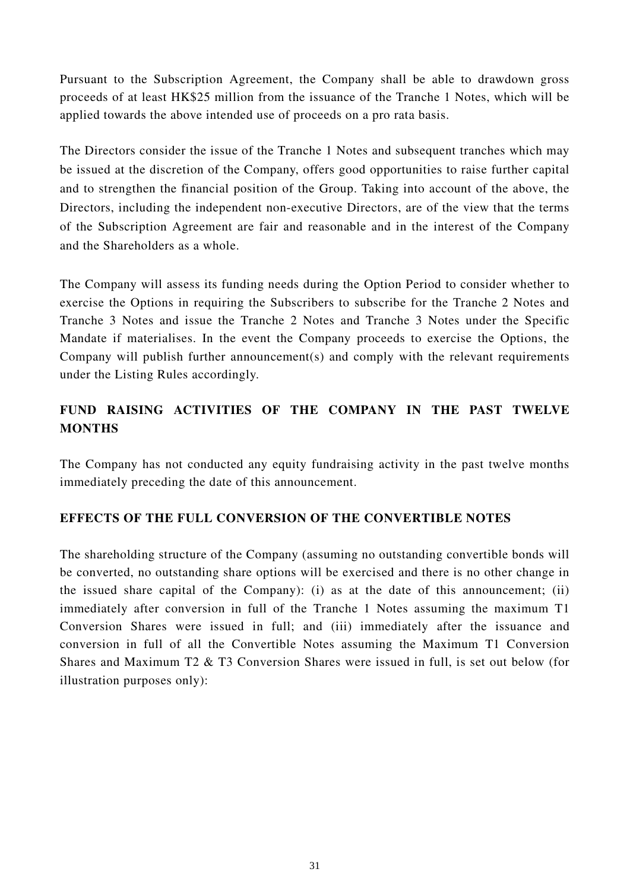Pursuant to the Subscription Agreement, the Company shall be able to drawdown gross proceeds of at least HK$25 million from the issuance of the Tranche 1 Notes, which will be applied towards the above intended use of proceeds on a pro rata basis.

The Directors consider the issue of the Tranche 1 Notes and subsequent tranches which may be issued at the discretion of the Company, offers good opportunities to raise further capital and to strengthen the financial position of the Group. Taking into account of the above, the Directors, including the independent non-executive Directors, are of the view that the terms of the Subscription Agreement are fair and reasonable and in the interest of the Company and the Shareholders as a whole.

The Company will assess its funding needs during the Option Period to consider whether to exercise the Options in requiring the Subscribers to subscribe for the Tranche 2 Notes and Tranche 3 Notes and issue the Tranche 2 Notes and Tranche 3 Notes under the Specific Mandate if materialises. In the event the Company proceeds to exercise the Options, the Company will publish further announcement(s) and comply with the relevant requirements under the Listing Rules accordingly.

## FUND RAISING ACTIVITIES OF THE COMPANY IN THE PAST TWELVE MONTHS

The Company has not conducted any equity fundraising activity in the past twelve months immediately preceding the date of this announcement.

## EFFECTS OF THE FULL CONVERSION OF THE CONVERTIBLE NOTES

The shareholding structure of the Company (assuming no outstanding convertible bonds will be converted, no outstanding share options will be exercised and there is no other change in the issued share capital of the Company): (i) as at the date of this announcement; (ii) immediately after conversion in full of the Tranche 1 Notes assuming the maximum T1 Conversion Shares were issued in full; and (iii) immediately after the issuance and conversion in full of all the Convertible Notes assuming the Maximum T1 Conversion Shares and Maximum T2 & T3 Conversion Shares were issued in full, is set out below (for illustration purposes only):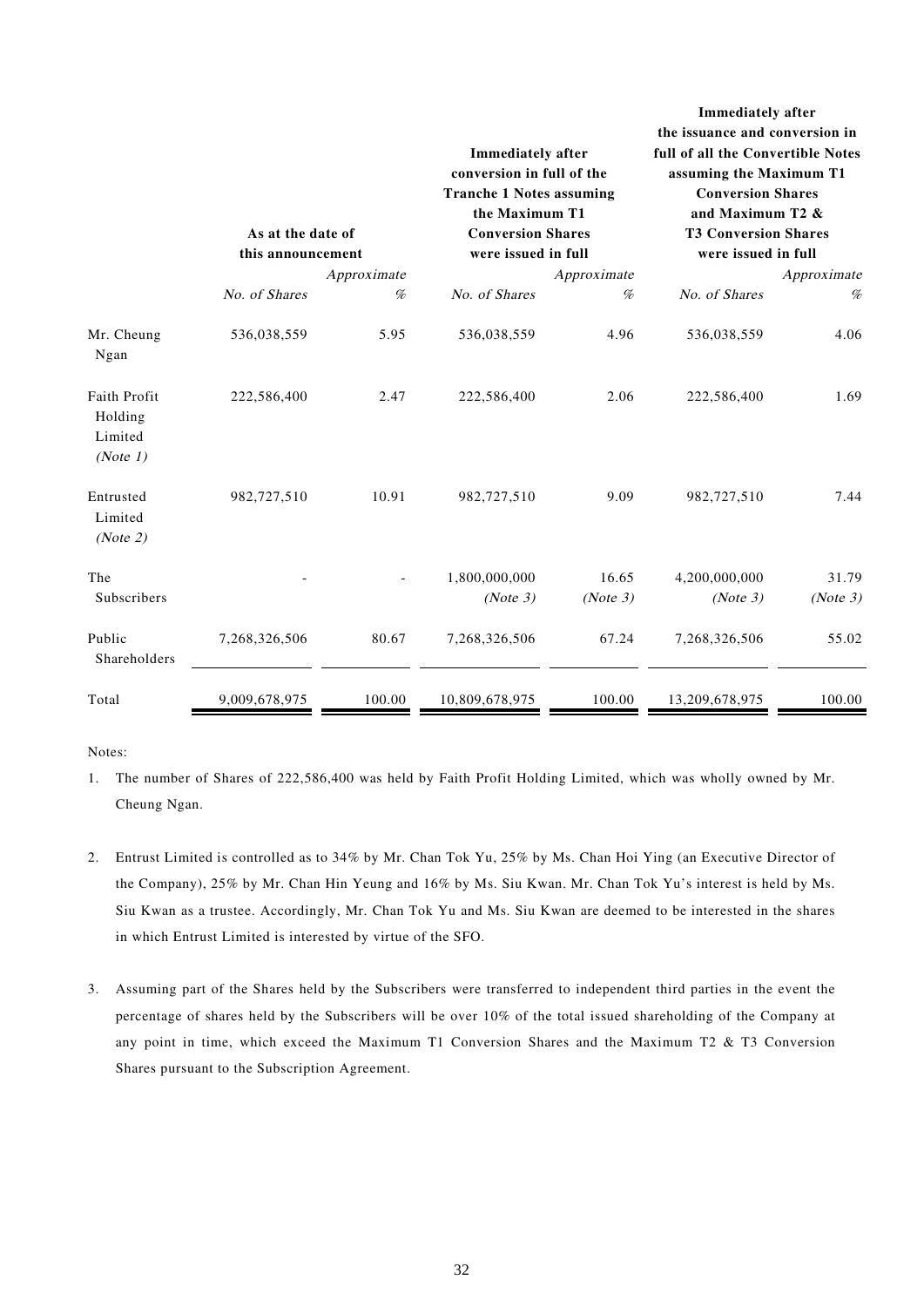| | As at the date of this announcement | | Immediately after conversion in full of the Tranche 1 Notes assuming the Maximum T1 Conversion Shares were issued in full | | Immediately after the issuance and conversion in full of all the Convertible Notes assuming the Maximum T1 Conversion Shares and Maximum T2 & T3 Conversion Shares were issued in full | |
|---|---|---|---|---|---|---|
| | *No. of Shares* | *Approximate %* | *No. of Shares* | *Approximate %* | *No. of Shares* | *Approximate %* |
| Mr. Cheung Ngan | 536,038,559 | 5.95 | 536,038,559 | 4.96 | 536,038,559 | 4.06 |
| Faith Profit Holding Limited *(Note 1)* | 222,586,400 | 2.47 | 222,586,400 | 2.06 | 222,586,400 | 1.69 |
| Entrusted Limited *(Note 2)* | 982,727,510 | 10.91 | 982,727,510 | 9.09 | 982,727,510 | 7.44 |
| The Subscribers | - | - | 1,800,000,000 *(Note 3)* | 16.65 *(Note 3)* | 4,200,000,000 *(Note 3)* | 31.79 *(Note 3)* |
| Public Shareholders | 7,268,326,506 | 80.67 | 7,268,326,506 | 67.24 | 7,268,326,506 | 55.02 |
| Total | 9,009,678,975 | 100.00 | 10,809,678,975 | 100.00 | 13,209,678,975 | 100.00 |

Notes:

1. The number of Shares of 222,586,400 was held by Faith Profit Holding Limited, which was wholly owned by Mr. Cheung Ngan.

2. Entrust Limited is controlled as to 34% by Mr. Chan Tok Yu, 25% by Ms. Chan Hoi Ying (an Executive Director of the Company), 25% by Mr. Chan Hin Yeung and 16% by Ms. Siu Kwan. Mr. Chan Tok Yu's interest is held by Ms. Siu Kwan as a trustee. Accordingly, Mr. Chan Tok Yu and Ms. Siu Kwan are deemed to be interested in the shares in which Entrust Limited is interested by virtue of the SFO.

3. Assuming part of the Shares held by the Subscribers were transferred to independent third parties in the event the percentage of shares held by the Subscribers will be over 10% of the total issued shareholding of the Company at any point in time, which exceed the Maximum T1 Conversion Shares and the Maximum T2 & T3 Conversion Shares pursuant to the Subscription Agreement.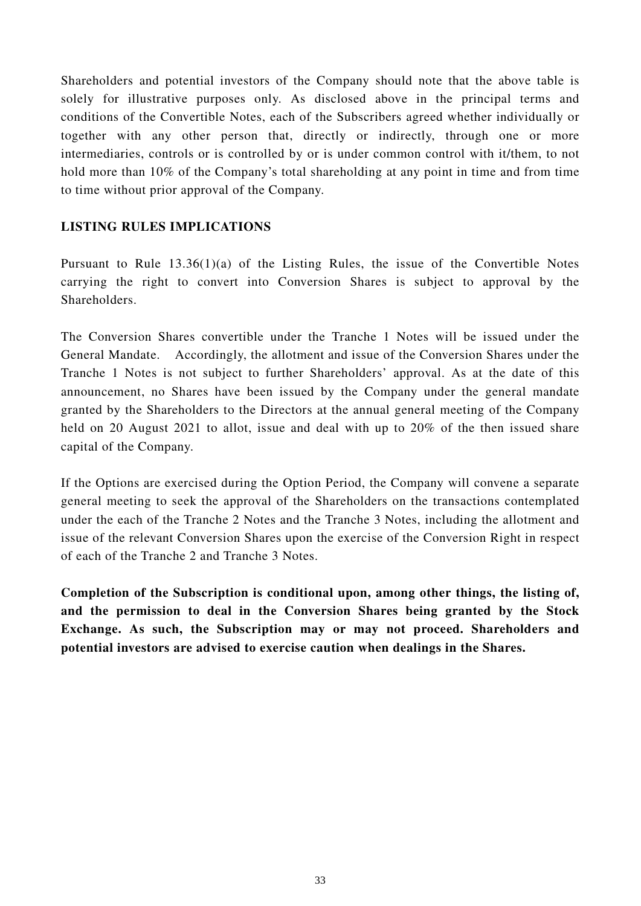Shareholders and potential investors of the Company should note that the above table is solely for illustrative purposes only. As disclosed above in the principal terms and conditions of the Convertible Notes, each of the Subscribers agreed whether individually or together with any other person that, directly or indirectly, through one or more intermediaries, controls or is controlled by or is under common control with it/them, to not hold more than 10% of the Company's total shareholding at any point in time and from time to time without prior approval of the Company.

## LISTING RULES IMPLICATIONS

Pursuant to Rule 13.36(1)(a) of the Listing Rules, the issue of the Convertible Notes carrying the right to convert into Conversion Shares is subject to approval by the Shareholders.

The Conversion Shares convertible under the Tranche 1 Notes will be issued under the General Mandate. Accordingly, the allotment and issue of the Conversion Shares under the Tranche 1 Notes is not subject to further Shareholders' approval. As at the date of this announcement, no Shares have been issued by the Company under the general mandate granted by the Shareholders to the Directors at the annual general meeting of the Company held on 20 August 2021 to allot, issue and deal with up to 20% of the then issued share capital of the Company.

If the Options are exercised during the Option Period, the Company will convene a separate general meeting to seek the approval of the Shareholders on the transactions contemplated under the each of the Tranche 2 Notes and the Tranche 3 Notes, including the allotment and issue of the relevant Conversion Shares upon the exercise of the Conversion Right in respect of each of the Tranche 2 and Tranche 3 Notes.

**Completion of the Subscription is conditional upon, among other things, the listing of, and the permission to deal in the Conversion Shares being granted by the Stock Exchange. As such, the Subscription may or may not proceed. Shareholders and potential investors are advised to exercise caution when dealings in the Shares.**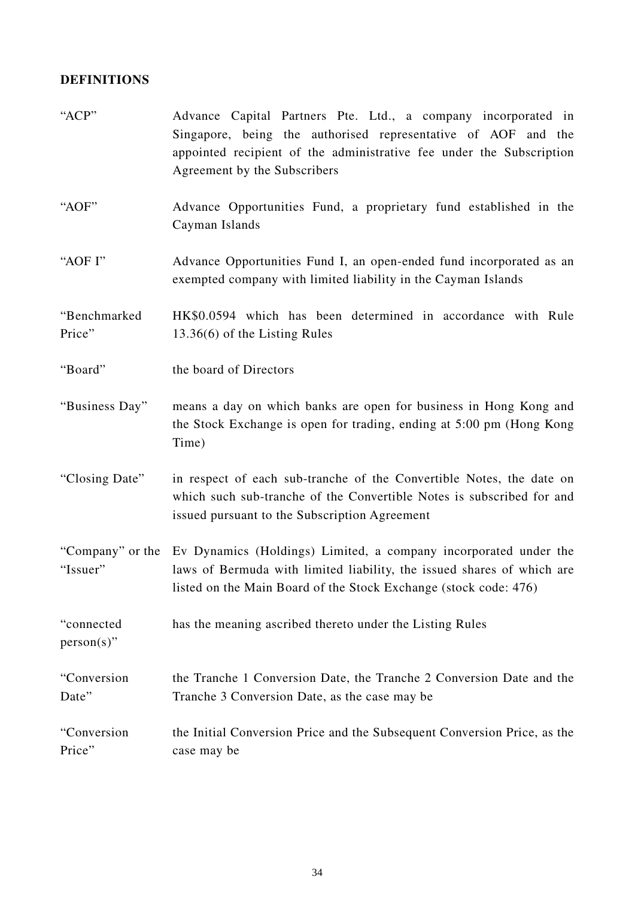## DEFINITIONS

| | |
|---|---|
| "ACP" | Advance Capital Partners Pte. Ltd., a company incorporated in Singapore, being the authorised representative of AOF and the appointed recipient of the administrative fee under the Subscription Agreement by the Subscribers |
| "AOF" | Advance Opportunities Fund, a proprietary fund established in the Cayman Islands |
| "AOF I" | Advance Opportunities Fund I, an open-ended fund incorporated as an exempted company with limited liability in the Cayman Islands |
| "Benchmarked Price" | HK$0.0594 which has been determined in accordance with Rule 13.36(6) of the Listing Rules |
| "Board" | the board of Directors |
| "Business Day" | means a day on which banks are open for business in Hong Kong and the Stock Exchange is open for trading, ending at 5:00 pm (Hong Kong Time) |
| "Closing Date" | in respect of each sub-tranche of the Convertible Notes, the date on which such sub-tranche of the Convertible Notes is subscribed for and issued pursuant to the Subscription Agreement |
| "Company" or the "Issuer" | Ev Dynamics (Holdings) Limited, a company incorporated under the laws of Bermuda with limited liability, the issued shares of which are listed on the Main Board of the Stock Exchange (stock code: 476) |
| "connected person(s)" | has the meaning ascribed thereto under the Listing Rules |
| "Conversion Date" | the Tranche 1 Conversion Date, the Tranche 2 Conversion Date and the Tranche 3 Conversion Date, as the case may be |
| "Conversion Price" | the Initial Conversion Price and the Subsequent Conversion Price, as the case may be |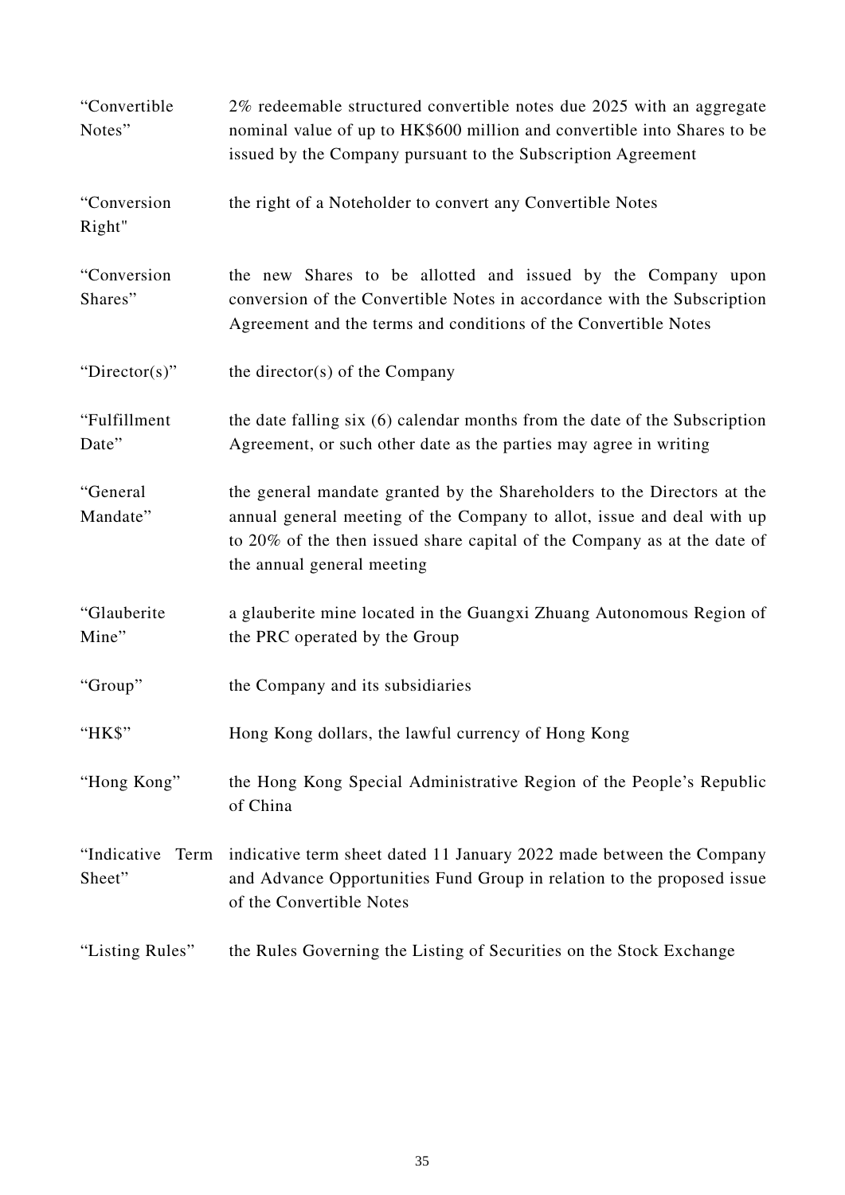| | |
|---|---|
| "Convertible Notes" | 2% redeemable structured convertible notes due 2025 with an aggregate nominal value of up to HK$600 million and convertible into Shares to be issued by the Company pursuant to the Subscription Agreement |
| "Conversion Right" | the right of a Noteholder to convert any Convertible Notes |
| "Conversion Shares" | the new Shares to be allotted and issued by the Company upon conversion of the Convertible Notes in accordance with the Subscription Agreement and the terms and conditions of the Convertible Notes |
| "Director(s)" | the director(s) of the Company |
| "Fulfillment Date" | the date falling six (6) calendar months from the date of the Subscription Agreement, or such other date as the parties may agree in writing |
| "General Mandate" | the general mandate granted by the Shareholders to the Directors at the annual general meeting of the Company to allot, issue and deal with up to 20% of the then issued share capital of the Company as at the date of the annual general meeting |
| "Glauberite Mine" | a glauberite mine located in the Guangxi Zhuang Autonomous Region of the PRC operated by the Group |
| "Group" | the Company and its subsidiaries |
| "HK$" | Hong Kong dollars, the lawful currency of Hong Kong |
| "Hong Kong" | the Hong Kong Special Administrative Region of the People's Republic of China |
| "Indicative Term Sheet" | indicative term sheet dated 11 January 2022 made between the Company and Advance Opportunities Fund Group in relation to the proposed issue of the Convertible Notes |
| "Listing Rules" | the Rules Governing the Listing of Securities on the Stock Exchange |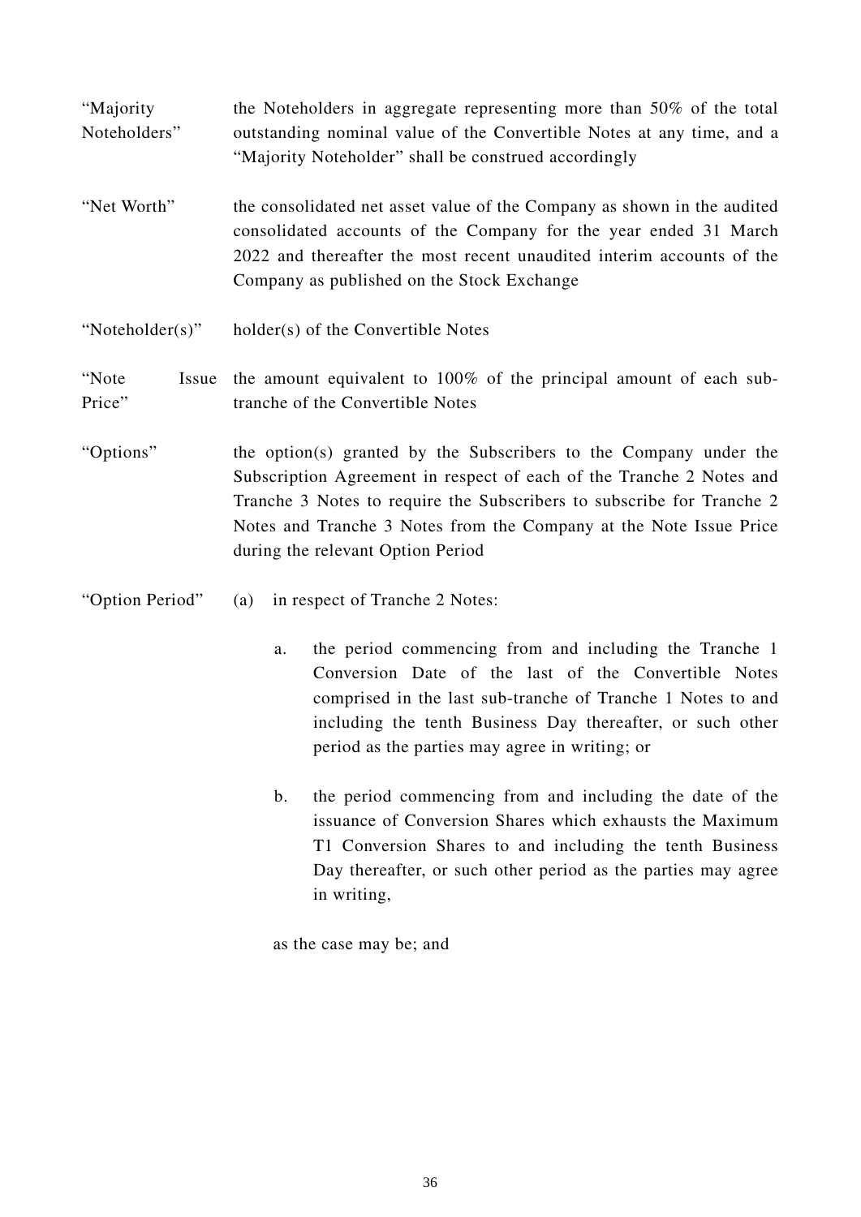| | |
|---|---|
| "Majority Noteholders" | the Noteholders in aggregate representing more than 50% of the total outstanding nominal value of the Convertible Notes at any time, and a "Majority Noteholder" shall be construed accordingly |
| "Net Worth" | the consolidated net asset value of the Company as shown in the audited consolidated accounts of the Company for the year ended 31 March 2022 and thereafter the most recent unaudited interim accounts of the Company as published on the Stock Exchange |
| "Noteholder(s)" | holder(s) of the Convertible Notes |
| "Note Issue Price" | the amount equivalent to 100% of the principal amount of each sub-tranche of the Convertible Notes |
| "Options" | the option(s) granted by the Subscribers to the Company under the Subscription Agreement in respect of each of the Tranche 2 Notes and Tranche 3 Notes to require the Subscribers to subscribe for Tranche 2 Notes and Tranche 3 Notes from the Company at the Note Issue Price during the relevant Option Period |
| "Option Period" | (a) in respect of Tranche 2 Notes:<br><br>a. the period commencing from and including the Tranche 1 Conversion Date of the last of the Convertible Notes comprised in the last sub-tranche of Tranche 1 Notes to and including the tenth Business Day thereafter, or such other period as the parties may agree in writing; or<br><br>b. the period commencing from and including the date of the issuance of Conversion Shares which exhausts the Maximum T1 Conversion Shares to and including the tenth Business Day thereafter, or such other period as the parties may agree in writing,<br><br>as the case may be; and |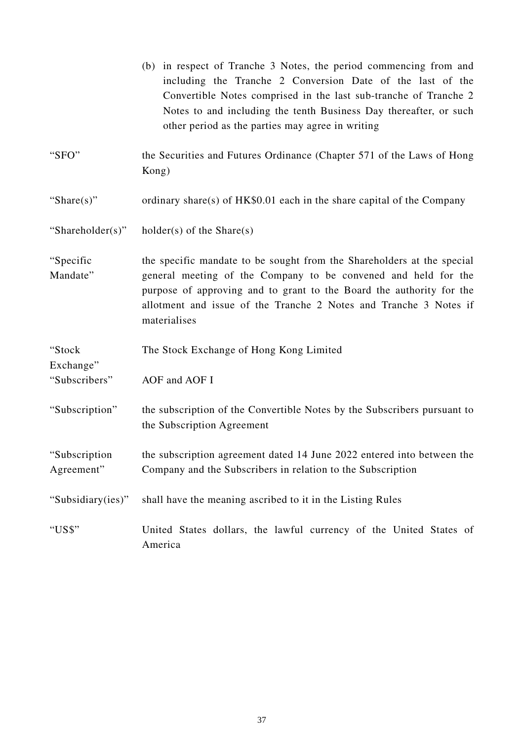(b) in respect of Tranche 3 Notes, the period commencing from and including the Tranche 2 Conversion Date of the last of the Convertible Notes comprised in the last sub-tranche of Tranche 2 Notes to and including the tenth Business Day thereafter, or such other period as the parties may agree in writing

| | |
|---|---|
| "SFO" | the Securities and Futures Ordinance (Chapter 571 of the Laws of Hong Kong) |
| "Share(s)" | ordinary share(s) of HK$0.01 each in the share capital of the Company |
| "Shareholder(s)" | holder(s) of the Share(s) |
| "Specific Mandate" | the specific mandate to be sought from the Shareholders at the special general meeting of the Company to be convened and held for the purpose of approving and to grant to the Board the authority for the allotment and issue of the Tranche 2 Notes and Tranche 3 Notes if materialises |
| "Stock Exchange" | The Stock Exchange of Hong Kong Limited |
| "Subscribers" | AOF and AOF I |
| "Subscription" | the subscription of the Convertible Notes by the Subscribers pursuant to the Subscription Agreement |
| "Subscription Agreement" | the subscription agreement dated 14 June 2022 entered into between the Company and the Subscribers in relation to the Subscription |
| "Subsidiary(ies)" | shall have the meaning ascribed to it in the Listing Rules |
| "US$" | United States dollars, the lawful currency of the United States of America |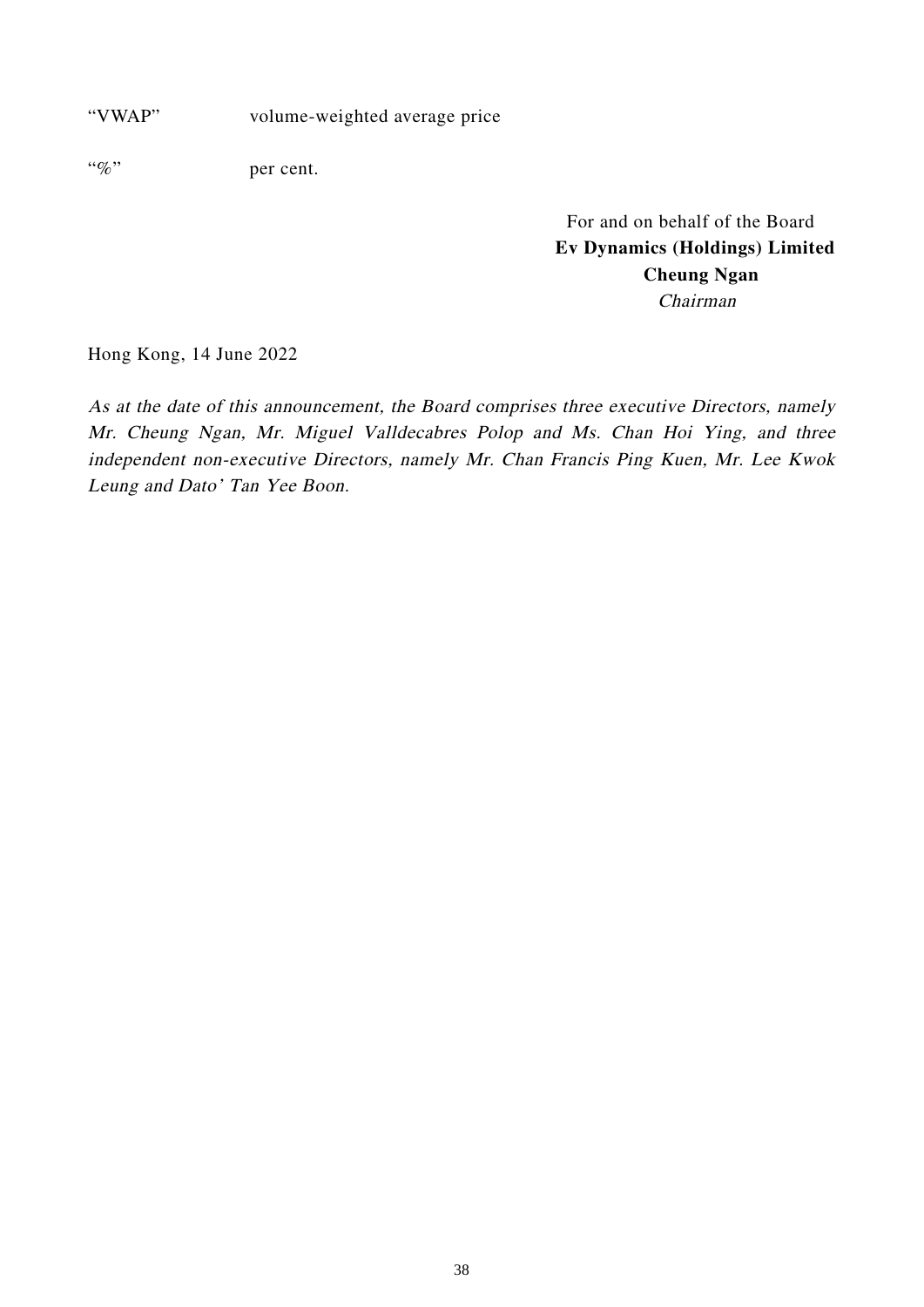"VWAP" volume-weighted average price

"%" per cent.

For and on behalf of the Board
**Ev Dynamics (Holdings) Limited**
**Cheung Ngan**
*Chairman*

Hong Kong, 14 June 2022

*As at the date of this announcement, the Board comprises three executive Directors, namely Mr. Cheung Ngan, Mr. Miguel Valldecabres Polop and Ms. Chan Hoi Ying, and three independent non-executive Directors, namely Mr. Chan Francis Ping Kuen, Mr. Lee Kwok Leung and Dato' Tan Yee Boon.*